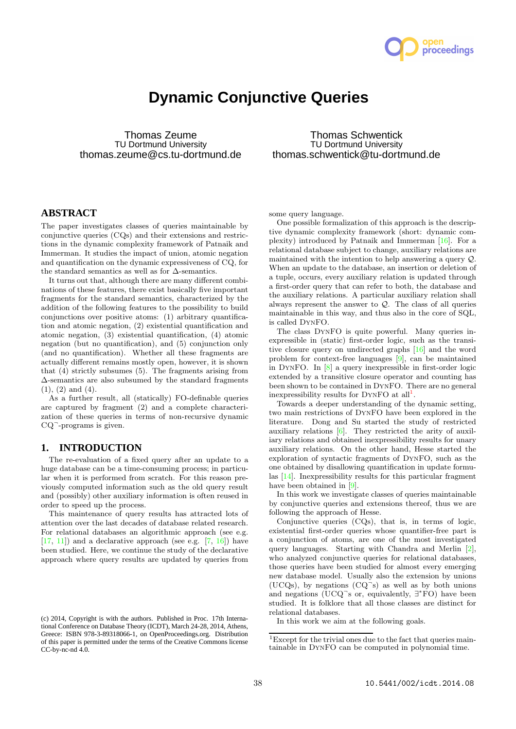# Dynamic Conjunctive Queries

Thomas Zeume
TU Dortmund University
thomas.zeume@cs.tu-dortmund.de

Thomas Schwentick
TU Dortmund University
thomas.schwentick@tu-dortmund.de

## ABSTRACT

The paper investigates classes of queries maintainable by conjunctive queries (CQs) and their extensions and restrictions in the dynamic complexity framework of Patnaik and Immerman. It studies the impact of union, atomic negation and quantification on the dynamic expressiveness of CQ, for the standard semantics as well as for $\Delta$-semantics.

It turns out that, although there are many different combinations of these features, there exist basically five important fragments for the standard semantics, characterized by the addition of the following features to the possibility to build conjunctions over positive atoms: (1) arbitrary quantification and atomic negation, (2) existential quantification and atomic negation, (3) existential quantification, (4) atomic negation (but no quantification), and (5) conjunction only (and no quantification). Whether all these fragments are actually different remains mostly open, however, it is shown that (4) strictly subsumes (5). The fragments arising from $\Delta$-semantics are also subsumed by the standard fragments (1), (2) and (4).

As a further result, all (statically) FO-definable queries are captured by fragment (2) and a complete characterization of these queries in terms of non-recursive dynamic $\text{CQ}^\neg$-programs is given.

## 1. INTRODUCTION

The re-evaluation of a fixed query after an update to a huge database can be a time-consuming process; in particular when it is performed from scratch. For this reason previously computed information such as the old query result and (possibly) other auxiliary information is often reused in order to speed up the process.

This maintenance of query results has attracted lots of attention over the last decades of database related research. For relational databases an algorithmic approach (see e.g. [17, 11]) and a declarative approach (see e.g. [7, 16]) have been studied. Here, we continue the study of the declarative approach where query results are updated by queries from some query language.

One possible formalization of this approach is the descriptive dynamic complexity framework (short: dynamic complexity) introduced by Patnaik and Immerman [16]. For a relational database subject to change, auxiliary relations are maintained with the intention to help answering a query $\mathcal{Q}$. When an update to the database, an insertion or deletion of a tuple, occurs, every auxiliary relation is updated through a first-order query that can refer to both, the database and the auxiliary relations. A particular auxiliary relation shall always represent the answer to $\mathcal{Q}$. The class of all queries maintainable in this way, and thus also in the core of SQL, is called DynFO.

The class DynFO is quite powerful. Many queries inexpressible in (static) first-order logic, such as the transitive closure query on undirected graphs [16] and the word problem for context-free languages [9], can be maintained in DynFO. In [8] a query inexpressible in first-order logic extended by a transitive closure operator and counting has been shown to be contained in DynFO. There are no general inexpressibility results for DynFO at all[1].

Towards a deeper understanding of the dynamic setting, two main restrictions of DynFO have been explored in the literature. Dong and Su started the study of restricted auxiliary relations [6]. They restricted the arity of auxiliary relations and obtained inexpressibility results for unary auxiliary relations. On the other hand, Hesse started the exploration of syntactic fragments of DynFO, such as the one obtained by disallowing quantification in update formulas [14]. Inexpressibility results for this particular fragment have been obtained in [9].

In this work we investigate classes of queries maintainable by conjunctive queries and extensions thereof, thus we are following the approach of Hesse.

Conjunctive queries (CQs), that is, in terms of logic, existential first-order queries whose quantifier-free part is a conjunction of atoms, are one of the most investigated query languages. Starting with Chandra and Merlin [2], who analyzed conjunctive queries for relational databases, those queries have been studied for almost every emerging new database model. Usually also the extension by unions (UCQs), by negations ($\text{CQ}^\neg$s) as well as by both unions and negations ($\text{UCQ}^\neg$s or, equivalently, $\exists^*\text{FO}$) have been studied. It is folklore that all those classes are distinct for relational databases.

In this work we aim at the following goals.

[1]Except for the trivial ones due to the fact that queries maintainable in DynFO can be computed in polynomial time.

(c) 2014, Copyright is with the authors. Published in Proc. 17th International Conference on Database Theory (ICDT), March 24-28, 2014, Athens, Greece: ISBN 978-3-89318066-1, on OpenProceedings.org. Distribution of this paper is permitted under the terms of the Creative Commons license CC-by-nc-nd 4.0.

10.5441/002/icdt.2014.08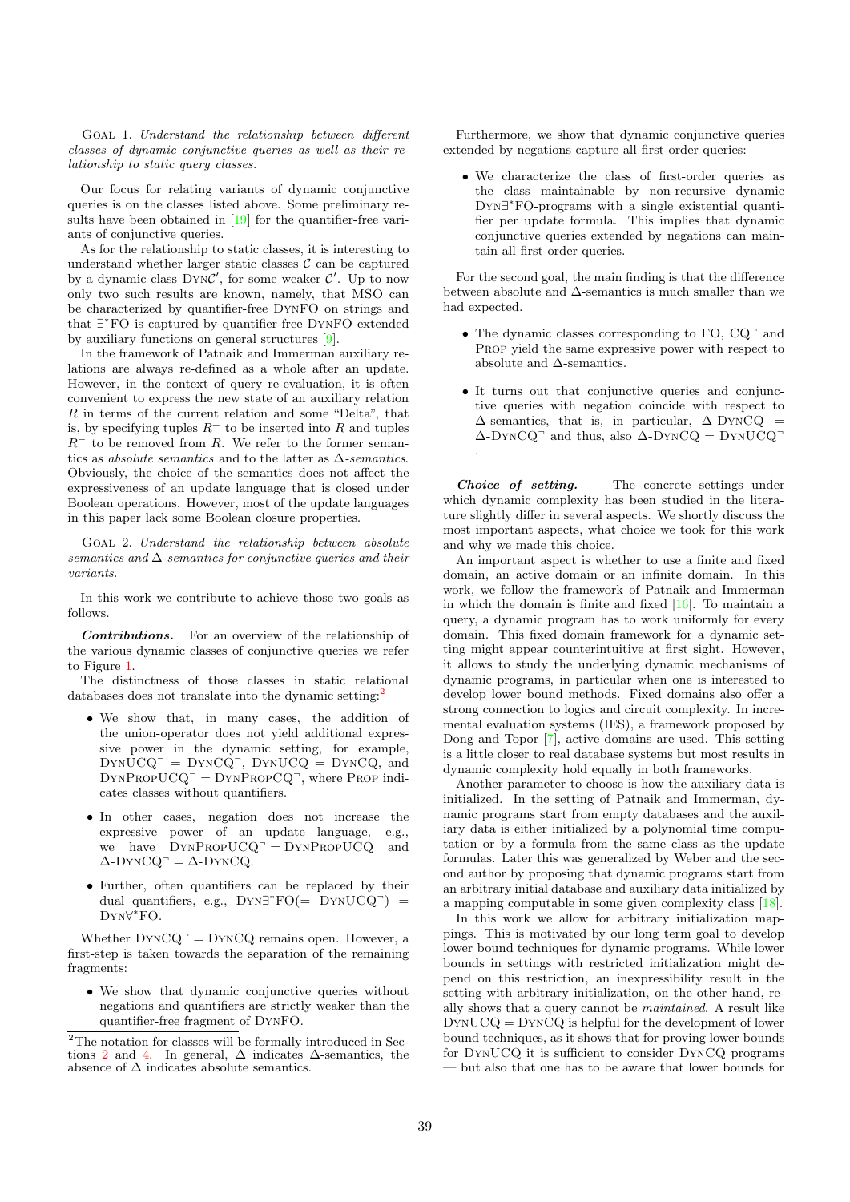GOAL 1. *Understand the relationship between different classes of dynamic conjunctive queries as well as their relationship to static query classes.*

Our focus for relating variants of dynamic conjunctive queries is on the classes listed above. Some preliminary results have been obtained in [19] for the quantifier-free variants of conjunctive queries.

As for the relationship to static classes, it is interesting to understand whether larger static classes $\mathcal{C}$ can be captured by a dynamic class $\text{Dyn}\mathcal{C}'$, for some weaker $\mathcal{C}'$. Up to now only two such results are known, namely, that MSO can be characterized by quantifier-free DynFO on strings and that $\exists^*$FO is captured by quantifier-free DynFO extended by auxiliary functions on general structures [9].

In the framework of Patnaik and Immerman auxiliary relations are always re-defined as a whole after an update. However, in the context of query re-evaluation, it is often convenient to express the new state of an auxiliary relation $R$ in terms of the current relation and some "Delta", that is, by specifying tuples $R^+$ to be inserted into $R$ and tuples $R^-$ to be removed from $R$. We refer to the former semantics as *absolute semantics* and to the latter as $\Delta$*-semantics*. Obviously, the choice of the semantics does not affect the expressiveness of an update language that is closed under Boolean operations. However, most of the update languages in this paper lack some Boolean closure properties.

GOAL 2. *Understand the relationship between absolute semantics and $\Delta$-semantics for conjunctive queries and their variants.*

In this work we contribute to achieve those two goals as follows.

***Contributions.*** For an overview of the relationship of the various dynamic classes of conjunctive queries we refer to Figure 1.

The distinctness of those classes in static relational databases does not translate into the dynamic setting:[2]

- We show that, in many cases, the addition of the union-operator does not yield additional expressive power in the dynamic setting, for example, $\text{DynUCQ}^\neg = \text{DynCQ}^\neg$, $\text{DynUCQ} = \text{DynCQ}$, and $\text{DynPropUCQ}^\neg = \text{DynPropCQ}^\neg$, where Prop indicates classes without quantifiers.
- In other cases, negation does not increase the expressive power of an update language, e.g., we have $\text{DynPropUCQ}^\neg = \text{DynPropUCQ}$ and $\Delta\text{-DynCQ}^\neg = \Delta\text{-DynCQ}$.
- Further, often quantifiers can be replaced by their dual quantifiers, e.g., $\text{Dyn}\exists^*\text{FO}(= \text{DynUCQ}^\neg) = \text{Dyn}\forall^*\text{FO}$.

Whether $\text{DynCQ}^\neg = \text{DynCQ}$ remains open. However, a first-step is taken towards the separation of the remaining fragments:

- We show that dynamic conjunctive queries without negations and quantifiers are strictly weaker than the quantifier-free fragment of DynFO.

Furthermore, we show that dynamic conjunctive queries extended by negations capture all first-order queries:

- We characterize the class of first-order queries as the class maintainable by non-recursive dynamic $\text{Dyn}\exists^*\text{FO}$-programs with a single existential quantifier per update formula. This implies that dynamic conjunctive queries extended by negations can maintain all first-order queries.

For the second goal, the main finding is that the difference between absolute and $\Delta$-semantics is much smaller than we had expected.

- The dynamic classes corresponding to FO, $\text{CQ}^\neg$ and Prop yield the same expressive power with respect to absolute and $\Delta$-semantics.
- It turns out that conjunctive queries and conjunctive queries with negation coincide with respect to $\Delta$-semantics, that is, in particular, $\Delta\text{-DynCQ} = \Delta\text{-DynCQ}^\neg$ and thus, also $\Delta\text{-DynCQ} = \text{DynUCQ}^\neg$.

***Choice of setting.*** The concrete settings under which dynamic complexity has been studied in the literature slightly differ in several aspects. We shortly discuss the most important aspects, what choice we took for this work and why we made this choice.

An important aspect is whether to use a finite and fixed domain, an active domain or an infinite domain. In this work, we follow the framework of Patnaik and Immerman in which the domain is finite and fixed [16]. To maintain a query, a dynamic program has to work uniformly for every domain. This fixed domain framework for a dynamic setting might appear counterintuitive at first sight. However, it allows to study the underlying dynamic mechanisms of dynamic programs, in particular when one is interested to develop lower bound methods. Fixed domains also offer a strong connection to logics and circuit complexity. In incremental evaluation systems (IES), a framework proposed by Dong and Topor [7], active domains are used. This setting is a little closer to real database systems but most results in dynamic complexity hold equally in both frameworks.

Another parameter to choose is how the auxiliary data is initialized. In the setting of Patnaik and Immerman, dynamic programs start from empty databases and the auxiliary data is either initialized by a polynomial time computation or by a formula from the same class as the update formulas. Later this was generalized by Weber and the second author by proposing that dynamic programs start from an arbitrary initial database and auxiliary data initialized by a mapping computable in some given complexity class [18].

In this work we allow for arbitrary initialization mappings. This is motivated by our long term goal to develop lower bound techniques for dynamic programs. While lower bounds in settings with restricted initialization might depend on this restriction, an inexpressibility result in the setting with arbitrary initialization, on the other hand, really shows that a query cannot be *maintained*. A result like $\text{DynUCQ} = \text{DynCQ}$ is helpful for the development of lower bound techniques, as it shows that for proving lower bounds for DynUCQ it is sufficient to consider DynCQ programs — but also that one has to be aware that lower bounds for

[2] The notation for classes will be formally introduced in Sections 2 and 4. In general, $\Delta$ indicates $\Delta$-semantics, the absence of $\Delta$ indicates absolute semantics.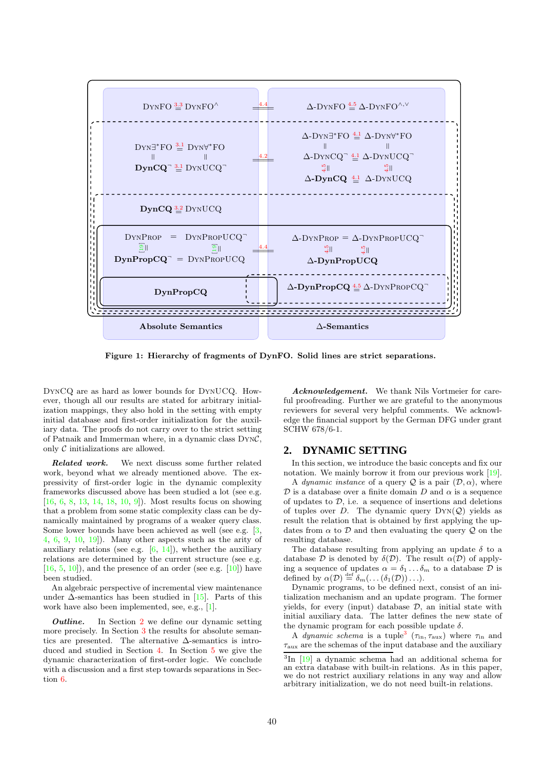Figure 1: Hierarchy of fragments of DynFO. Solid lines are strict separations.

DynCQ are as hard as lower bounds for DynUCQ. However, though all our results are stated for arbitrary initialization mappings, they also hold in the setting with empty initial database and first-order initialization for the auxiliary data. The proofs do not carry over to the strict setting of Patnaik and Immerman where, in a dynamic class Dyn$\mathcal{C}$, only $\mathcal{C}$ initializations are allowed.

***Related work.*** We next discuss some further related work, beyond what we already mentioned above. The expressivity of first-order logic in the dynamic complexity frameworks discussed above has been studied a lot (see e.g. [16, 6, 8, 13, 14, 18, 10, 9]). Most results focus on showing that a problem from some static complexity class can be dynamically maintained by programs of a weaker query class. Some lower bounds have been achieved as well (see e.g. [3, 4, 6, 9, 10, 19]). Many other aspects such as the arity of auxiliary relations (see e.g. [6, 14]), whether the auxiliary relations are determined by the current structure (see e.g. [16, 5, 10]), and the presence of an order (see e.g. [10]) have been studied.

An algebraic perspective of incremental view maintenance under Δ-semantics has been studied in [15]. Parts of this work have also been implemented, see, e.g., [1].

***Outline.*** In Section 2 we define our dynamic setting more precisely. In Section 3 the results for absolute semantics are presented. The alternative Δ-semantics is introduced and studied in Section 4. In Section 5 we give the dynamic characterization of first-order logic. We conclude with a discussion and a first step towards separations in Section 6.

***Acknowledgement.*** We thank Nils Vortmeier for careful proofreading. Further we are grateful to the anonymous reviewers for several very helpful comments. We acknowledge the financial support by the German DFG under grant SCHW 678/6-1.

## 2. DYNAMIC SETTING

In this section, we introduce the basic concepts and fix our notation. We mainly borrow it from our previous work [19].

A *dynamic instance* of a query $\mathcal{Q}$ is a pair $(\mathcal{D}, \alpha)$, where $\mathcal{D}$ is a database over a finite domain $D$ and $\alpha$ is a sequence of updates to $\mathcal{D}$, i.e. a sequence of insertions and deletions of tuples over $D$. The dynamic query Dyn($\mathcal{Q}$) yields as result the relation that is obtained by first applying the updates from $\alpha$ to $\mathcal{D}$ and then evaluating the query $\mathcal{Q}$ on the resulting database.

The database resulting from applying an update $\delta$ to a database $\mathcal{D}$ is denoted by $\delta(\mathcal{D})$. The result $\alpha(\mathcal{D})$ of applying a sequence of updates $\alpha = \delta_1 \dots \delta_m$ to a database $\mathcal{D}$ is defined by $\alpha(\mathcal{D}) \stackrel{\text{def}}{=} \delta_m(\dots(\delta_1(\mathcal{D}))\dots)$.

Dynamic programs, to be defined next, consist of an initialization mechanism and an update program. The former yields, for every (input) database $\mathcal{D}$, an initial state with initial auxiliary data. The latter defines the new state of the dynamic program for each possible update $\delta$.

A *dynamic schema* is a tuple[3] $(\tau_{\text{in}}, \tau_{\text{aux}})$ where $\tau_{\text{in}}$ and $\tau_{\text{aux}}$ are the schemas of the input database and the auxiliary

[3] In [19] a dynamic schema had an additional schema for an extra database with built-in relations. As in this paper, we do not restrict auxiliary relations in any way and allow arbitrary initialization, we do not need built-in relations.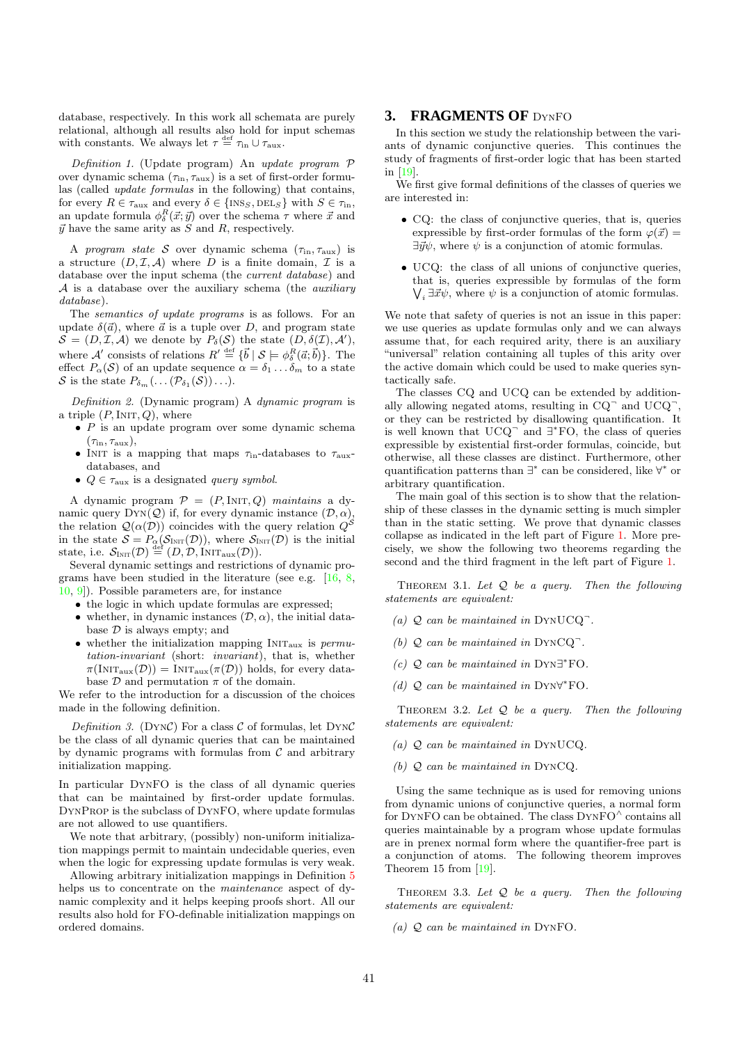database, respectively. In this work all schemata are purely relational, although all results also hold for input schemas with constants. We always let $\tau \stackrel{\text{def}}{=} \tau_{\text{in}} \cup \tau_{\text{aux}}$.

*Definition 1.* (Update program) An *update program* $\mathcal{P}$ over dynamic schema $(\tau_{\text{in}}, \tau_{\text{aux}})$ is a set of first-order formulas (called *update formulas* in the following) that contains, for every $R \in \tau_{\text{aux}}$ and every $\delta \in \{\text{INS}_S, \text{DEL}_S\}$ with $S \in \tau_{\text{in}}$, an update formula $\phi^R_\delta(\vec{x}; \vec{y})$ over the schema $\tau$ where $\vec{x}$ and $\vec{y}$ have the same arity as $S$ and $R$, respectively.

A *program state* $\mathcal{S}$ over dynamic schema $(\tau_{\text{in}}, \tau_{\text{aux}})$ is a structure $(D, \mathcal{I}, \mathcal{A})$ where $D$ is a finite domain, $\mathcal{I}$ is a database over the input schema (the *current database*) and $\mathcal{A}$ is a database over the auxiliary schema (the *auxiliary database*).

The *semantics of update programs* is as follows. For an update $\delta(\vec{a})$, where $\vec{a}$ is a tuple over $D$, and program state $\mathcal{S} = (D, \mathcal{I}, \mathcal{A})$ we denote by $P_\delta(\mathcal{S})$ the state $(D, \delta(\mathcal{I}), \mathcal{A}')$, where $\mathcal{A}'$ consists of relations $R' \stackrel{\text{def}}{=} \{\vec{b} \mid \mathcal{S} \models \phi^R_\delta(\vec{a}; \vec{b})\}$. The effect $P_\alpha(\mathcal{S})$ of an update sequence $\alpha = \delta_1 \ldots \delta_m$ to a state $\mathcal{S}$ is the state $P_{\delta_m}(\ldots(\mathcal{P}_{\delta_1}(\mathcal{S}))\ldots)$.

*Definition 2.* (Dynamic program) A *dynamic program* is a triple $(P, \text{INIT}, Q)$, where

- $P$ is an update program over some dynamic schema $(\tau_{\text{in}}, \tau_{\text{aux}})$,
- INIT is a mapping that maps $\tau_{\text{in}}$-databases to $\tau_{\text{aux}}$-databases, and
- $Q \in \tau_{\text{aux}}$ is a designated *query symbol*.

A dynamic program $\mathcal{P} = (P, \text{INIT}, Q)$ *maintains* a dynamic query $\text{DYN}(\mathcal{Q})$ if, for every dynamic instance $(\mathcal{D}, \alpha)$, the relation $\mathcal{Q}(\alpha(\mathcal{D}))$ coincides with the query relation $Q^{\mathcal{S}}$ in the state $\mathcal{S} = P_\alpha(\mathcal{S}_{\text{INIT}}(\mathcal{D}))$, where $\mathcal{S}_{\text{INIT}}(\mathcal{D})$ is the initial state, i.e. $\mathcal{S}_{\text{INIT}}(\mathcal{D}) \stackrel{\text{def}}{=} (D, \mathcal{D}, \text{INIT}_{\text{aux}}(\mathcal{D}))$.

Several dynamic settings and restrictions of dynamic programs have been studied in the literature (see e.g. [16, 8, 10, 9]). Possible parameters are, for instance

- the logic in which update formulas are expressed;
- whether, in dynamic instances $(\mathcal{D}, \alpha)$, the initial database $\mathcal{D}$ is always empty; and
- whether the initialization mapping $\text{INIT}_{\text{aux}}$ is *permutation-invariant* (short: *invariant*), that is, whether $\pi(\text{INIT}_{\text{aux}}(\mathcal{D})) = \text{INIT}_{\text{aux}}(\pi(\mathcal{D}))$ holds, for every database $\mathcal{D}$ and permutation $\pi$ of the domain.

We refer to the introduction for a discussion of the choices made in the following definition.

*Definition 3.* ($\text{DYN}\mathcal{C}$) For a class $\mathcal{C}$ of formulas, let $\text{DYN}\mathcal{C}$ be the class of all dynamic queries that can be maintained by dynamic programs with formulas from $\mathcal{C}$ and arbitrary initialization mapping.

In particular DYNFO is the class of all dynamic queries that can be maintained by first-order update formulas. DYNPROP is the subclass of DYNFO, where update formulas are not allowed to use quantifiers.

We note that arbitrary, (possibly) non-uniform initialization mappings permit to maintain undecidable queries, even when the logic for expressing update formulas is very weak.

Allowing arbitrary initialization mappings in Definition 5 helps us to concentrate on the *maintenance* aspect of dynamic complexity and it helps keeping proofs short. All our results also hold for FO-definable initialization mappings on ordered domains.

## 3. FRAGMENTS OF DYNFO

In this section we study the relationship between the variants of dynamic conjunctive queries. This continues the study of fragments of first-order logic that has been started in [19].

We first give formal definitions of the classes of queries we are interested in:

- CQ: the class of conjunctive queries, that is, queries expressible by first-order formulas of the form $\varphi(\vec{x}) = \exists \vec{y} \psi$, where $\psi$ is a conjunction of atomic formulas.
- UCQ: the class of all unions of conjunctive queries, that is, queries expressible by formulas of the form $\bigvee_i \exists \vec{x} \psi$, where $\psi$ is a conjunction of atomic formulas.

We note that safety of queries is not an issue in this paper: we use queries as update formulas only and we can always assume that, for each required arity, there is an auxiliary "universal" relation containing all tuples of this arity over the active domain which could be used to make queries syntactically safe.

The classes CQ and UCQ can be extended by additionally allowing negated atoms, resulting in $\text{CQ}^\neg$ and $\text{UCQ}^\neg$, or they can be restricted by disallowing quantification. It is well known that $\text{UCQ}^\neg$ and $\exists^*$FO, the class of queries expressible by existential first-order formulas, coincide, but otherwise, all these classes are distinct. Furthermore, other quantification patterns than $\exists^*$ can be considered, like $\forall^*$ or arbitrary quantification.

The main goal of this section is to show that the relationship of these classes in the dynamic setting is much simpler than in the static setting. We prove that dynamic classes collapse as indicated in the left part of Figure 1. More precisely, we show the following two theorems regarding the second and the third fragment in the left part of Figure 1.

THEOREM 3.1. *Let $\mathcal{Q}$ be a query. Then the following statements are equivalent:*

*(a) $\mathcal{Q}$ can be maintained in $\text{DYNUCQ}^\neg$.*

*(b) $\mathcal{Q}$ can be maintained in $\text{DYNCQ}^\neg$.*

*(c) $\mathcal{Q}$ can be maintained in $\text{DYN}\exists^*\text{FO}$.*

*(d) $\mathcal{Q}$ can be maintained in $\text{DYN}\forall^*\text{FO}$.*

THEOREM 3.2. *Let $\mathcal{Q}$ be a query. Then the following statements are equivalent:*

*(a) $\mathcal{Q}$ can be maintained in DYNUCQ.*

*(b) $\mathcal{Q}$ can be maintained in DYNCQ.*

Using the same technique as is used for removing unions from dynamic unions of conjunctive queries, a normal form for DYNFO can be obtained. The class $\text{DYNFO}^\wedge$ contains all queries maintainable by a program whose update formulas are in prenex normal form where the quantifier-free part is a conjunction of atoms. The following theorem improves Theorem 15 from [19].

THEOREM 3.3. *Let $\mathcal{Q}$ be a query. Then the following statements are equivalent:*

*(a) $\mathcal{Q}$ can be maintained in DYNFO.*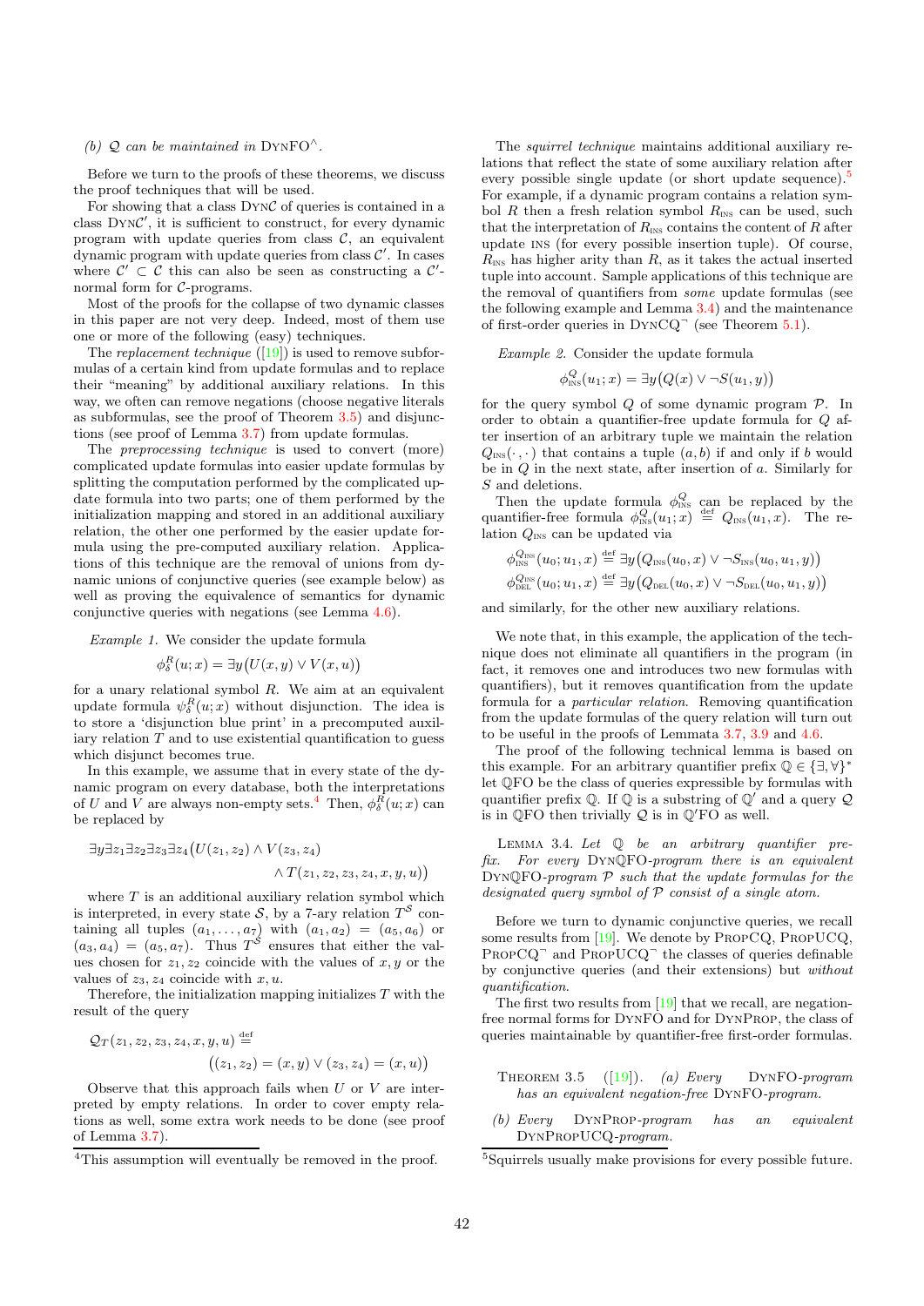*(b) $\mathcal{Q}$ can be maintained in* DynFO$^\wedge$.

Before we turn to the proofs of these theorems, we discuss the proof techniques that will be used.

For showing that a class Dyn$\mathcal{C}$ of queries is contained in a class Dyn$\mathcal{C}'$, it is sufficient to construct, for every dynamic program with update queries from class $\mathcal{C}$, an equivalent dynamic program with update queries from class $\mathcal{C}'$. In cases where $\mathcal{C}' \subset \mathcal{C}$ this can also be seen as constructing a $\mathcal{C}'$-normal form for $\mathcal{C}$-programs.

Most of the proofs for the collapse of two dynamic classes in this paper are not very deep. Indeed, most of them use one or more of the following (easy) techniques.

The *replacement technique* ([19]) is used to remove subformulas of a certain kind from update formulas and to replace their "meaning" by additional auxiliary relations. In this way, we often can remove negations (choose negative literals as subformulas, see the proof of Theorem 3.5) and disjunctions (see proof of Lemma 3.7) from update formulas.

The *preprocessing technique* is used to convert (more) complicated update formulas into easier update formulas by splitting the computation performed by the complicated update formula into two parts; one of them performed by the initialization mapping and stored in an additional auxiliary relation, the other one performed by the easier update formula using the pre-computed auxiliary relation. Applications of this technique are the removal of unions from dynamic unions of conjunctive queries (see example below) as well as proving the equivalence of semantics for dynamic conjunctive queries with negations (see Lemma 4.6).

*Example 1.* We consider the update formula

$$\phi^R_\delta(u;x) = \exists y\big(U(x,y) \vee V(x,u)\big)$$

for a unary relational symbol $R$. We aim at an equivalent update formula $\psi^R_\delta(u;x)$ without disjunction. The idea is to store a 'disjunction blue print' in a precomputed auxiliary relation $T$ and to use existential quantification to guess which disjunct becomes true.

In this example, we assume that in every state of the dynamic program on every database, both the interpretations of $U$ and $V$ are always non-empty sets.[4] Then, $\phi^R_\delta(u;x)$ can be replaced by

$$\exists y \exists z_1 \exists z_2 \exists z_3 \exists z_4 \big(U(z_1,z_2) \wedge V(z_3,z_4) \wedge T(z_1,z_2,z_3,z_4,x,y,u)\big)$$

where $T$ is an additional auxiliary relation symbol which is interpreted, in every state $\mathcal{S}$, by a 7-ary relation $T^{\mathcal{S}}$ containing all tuples $(a_1,\ldots,a_7)$ with $(a_1,a_2) = (a_5,a_6)$ or $(a_3,a_4) = (a_5,a_7)$. Thus $T^{\mathcal{S}}$ ensures that either the values chosen for $z_1, z_2$ coincide with the values of $x, y$ or the values of $z_3, z_4$ coincide with $x, u$.

Therefore, the initialization mapping initializes $T$ with the result of the query

$$\mathcal{Q}_T(z_1,z_2,z_3,z_4,x,y,u) \stackrel{\text{def}}{=} \big((z_1,z_2) = (x,y) \vee (z_3,z_4) = (x,u)\big)$$

Observe that this approach fails when $U$ or $V$ are interpreted by empty relations. In order to cover empty relations as well, some extra work needs to be done (see proof of Lemma 3.7).

[4] This assumption will eventually be removed in the proof.

The *squirrel technique* maintains additional auxiliary relations that reflect the state of some auxiliary relation after every possible single update (or short update sequence).[5] For example, if a dynamic program contains a relation symbol $R$ then a fresh relation symbol $R_{\text{INS}}$ can be used, such that the interpretation of $R_{\text{INS}}$ contains the content of $R$ after update INS (for every possible insertion tuple). Of course, $R_{\text{INS}}$ has higher arity than $R$, as it takes the actual inserted tuple into account. Sample applications of this technique are the removal of quantifiers from *some* update formulas (see the following example and Lemma 3.4) and the maintenance of first-order queries in DynCQ$^\neg$ (see Theorem 5.1).

*Example 2.* Consider the update formula

$$\phi^Q_{\text{INS}}(u_1;x) = \exists y\big(Q(x) \vee \neg S(u_1,y)\big)$$

for the query symbol $Q$ of some dynamic program $\mathcal{P}$. In order to obtain a quantifier-free update formula for $Q$ after insertion of an arbitrary tuple we maintain the relation $Q_{\text{INS}}(\cdot,\cdot)$ that contains a tuple $(a,b)$ if and only if $b$ would be in $Q$ in the next state, after insertion of $a$. Similarly for $S$ and deletions.

Then the update formula $\phi^Q_{\text{INS}}$ can be replaced by the quantifier-free formula $\phi^Q_{\text{INS}}(u_1;x) \stackrel{\text{def}}{=} Q_{\text{INS}}(u_1,x)$. The relation $Q_{\text{INS}}$ can be updated via

$$\phi^{Q_{\text{INS}}}_{\text{INS}}(u_0;u_1,x) \stackrel{\text{def}}{=} \exists y\big(Q_{\text{INS}}(u_0,x) \vee \neg S_{\text{INS}}(u_0,u_1,y)\big)$$
$$\phi^{Q_{\text{INS}}}_{\text{DEL}}(u_0;u_1,x) \stackrel{\text{def}}{=} \exists y\big(Q_{\text{DEL}}(u_0,x) \vee \neg S_{\text{DEL}}(u_0,u_1,y)\big)$$

and similarly, for the other new auxiliary relations.

We note that, in this example, the application of the technique does not eliminate all quantifiers in the program (in fact, it removes one and introduces two new formulas with quantifiers), but it removes quantification from the update formula for a *particular relation*. Removing quantification from the update formulas of the query relation will turn out to be useful in the proofs of Lemmata 3.7, 3.9 and 4.6.

The proof of the following technical lemma is based on this example. For an arbitrary quantifier prefix $\mathbb{Q} \in \{\exists,\forall\}^*$ let $\mathbb{Q}$FO be the class of queries expressible by formulas with quantifier prefix $\mathbb{Q}$. If $\mathbb{Q}$ is a substring of $\mathbb{Q}'$ and a query $\mathcal{Q}$ is in $\mathbb{Q}$FO then trivially $\mathcal{Q}$ is in $\mathbb{Q}'$FO as well.

Lemma 3.4. *Let $\mathbb{Q}$ be an arbitrary quantifier prefix. For every* Dyn$\mathbb{Q}$FO*-program there is an equivalent* Dyn$\mathbb{Q}$FO*-program $\mathcal{P}$ such that the update formulas for the designated query symbol of $\mathcal{P}$ consist of a single atom.*

Before we turn to dynamic conjunctive queries, we recall some results from [19]. We denote by PropCQ, PropUCQ, PropCQ$^\neg$ and PropUCQ$^\neg$ the classes of queries definable by conjunctive queries (and their extensions) but *without quantification*.

The first two results from [19] that we recall, are negation-free normal forms for DynFO and for DynProp, the class of queries maintainable by quantifier-free first-order formulas.

Theorem 3.5 ([19]). *(a) Every* DynFO*-program has an equivalent negation-free* DynFO*-program.*

*(b) Every* DynProp*-program has an equivalent* DynPropUCQ*-program.*

[5] Squirrels usually make provisions for every possible future.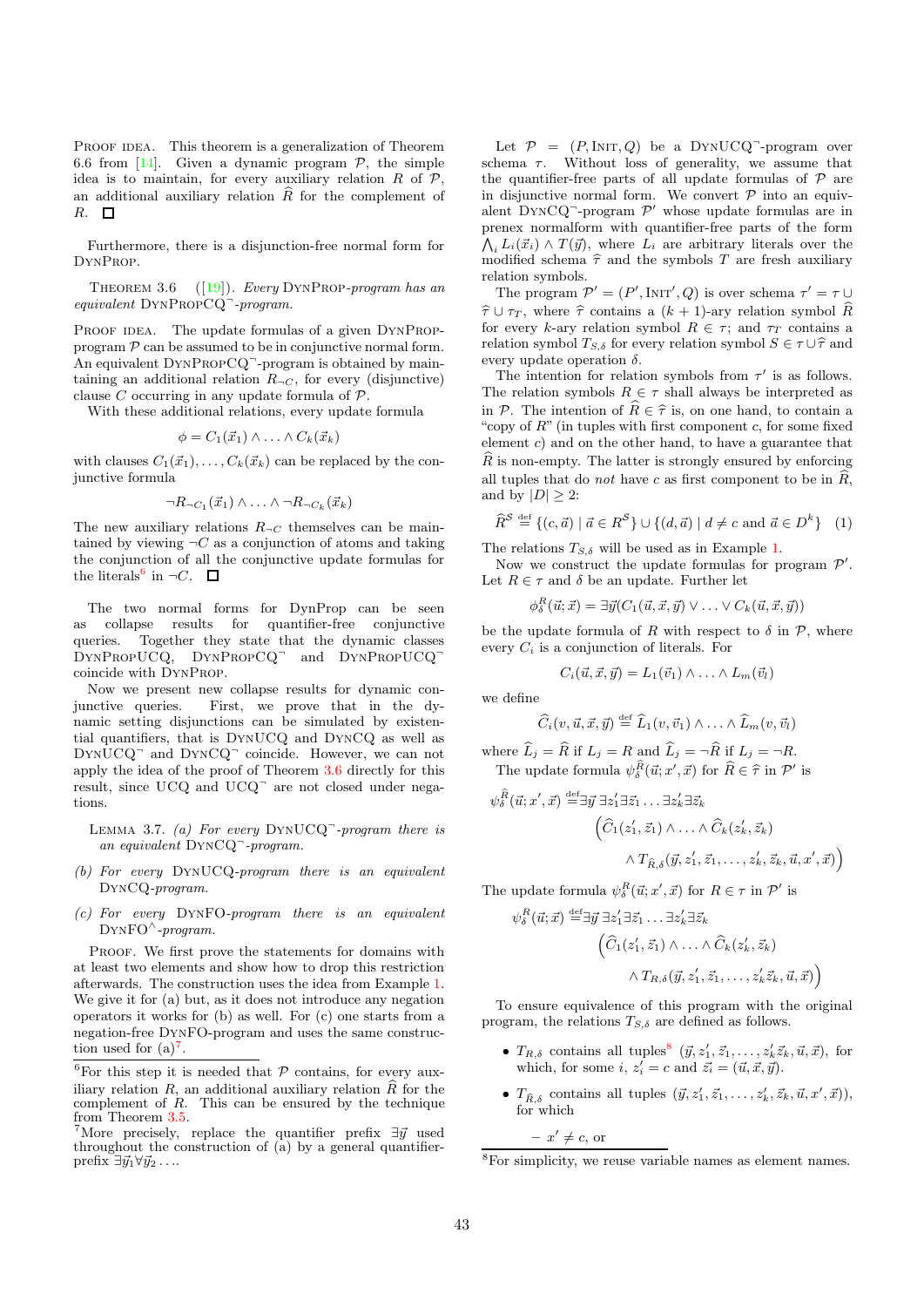PROOF IDEA. This theorem is a generalization of Theorem 6.6 from [14]. Given a dynamic program $\mathcal{P}$, the simple idea is to maintain, for every auxiliary relation $R$ of $\mathcal{P}$, an additional auxiliary relation $\widehat{R}$ for the complement of $R$. $\square$

Furthermore, there is a disjunction-free normal form for DynProp.

THEOREM 3.6 ([19]). *Every* DynProp*-program has an equivalent* DynPropCQ$^\neg$*-program.*

PROOF IDEA. The update formulas of a given DynProp-program $\mathcal{P}$ can be assumed to be in conjunctive normal form. An equivalent DynPropCQ$^\neg$-program is obtained by maintaining an additional relation $R_{\neg C}$, for every (disjunctive) clause $C$ occurring in any update formula of $\mathcal{P}$.

With these additional relations, every update formula

$$\phi = C_1(\vec{x}_1) \wedge \ldots \wedge C_k(\vec{x}_k)$$

with clauses $C_1(\vec{x}_1), \ldots, C_k(\vec{x}_k)$ can be replaced by the conjunctive formula

$$\neg R_{\neg C_1}(\vec{x}_1) \wedge \ldots \wedge \neg R_{\neg C_k}(\vec{x}_k)$$

The new auxiliary relations $R_{\neg C}$ themselves can be maintained by viewing $\neg C$ as a conjunction of atoms and taking the conjunction of all the conjunctive update formulas for the literals[6] in $\neg C$. $\square$

The two normal forms for DynProp can be seen as collapse results for quantifier-free conjunctive queries. Together they state that the dynamic classes DynPropUCQ, DynPropCQ$^\neg$ and DynPropUCQ$^\neg$ coincide with DynProp.

Now we present new collapse results for dynamic conjunctive queries. First, we prove that in the dynamic setting disjunctions can be simulated by existential quantifiers, that is DynUCQ and DynCQ as well as DynUCQ$^\neg$ and DynCQ$^\neg$ coincide. However, we can not apply the idea of the proof of Theorem 3.6 directly for this result, since UCQ and UCQ$^\neg$ are not closed under negations.

LEMMA 3.7. *(a) For every* DynUCQ$^\neg$*-program there is an equivalent* DynCQ$^\neg$*-program.*

*(b) For every* DynUCQ*-program there is an equivalent* DynCQ*-program.*

*(c) For every* DynFO*-program there is an equivalent* DynFO$^\wedge$*-program.*

PROOF. We first prove the statements for domains with at least two elements and show how to drop this restriction afterwards. The construction uses the idea from Example 1. We give it for (a) but, as it does not introduce any negation operators it works for (b) as well. For (c) one starts from a negation-free DynFO-program and uses the same construction used for (a)[7].

[6] For this step it is needed that $\mathcal{P}$ contains, for every auxiliary relation $R$, an additional auxiliary relation $\widehat{R}$ for the complement of $R$. This can be ensured by the technique from Theorem 3.5.

[7] More precisely, replace the quantifier prefix $\exists \vec{y}$ used throughout the construction of (a) by a general quantifier-prefix $\exists \vec{y}_1 \forall \vec{y}_2 \ldots$.

Let $\mathcal{P} = (P, \text{Init}, Q)$ be a DynUCQ$^\neg$-program over schema $\tau$. Without loss of generality, we assume that the quantifier-free parts of all update formulas of $\mathcal{P}$ are in disjunctive normal form. We convert $\mathcal{P}$ into an equivalent DynCQ$^\neg$-program $\mathcal{P}'$ whose update formulas are in prenex normalform with quantifier-free parts of the form $\bigwedge_i L_i(\vec{x}_i) \wedge T(\vec{y})$, where $L_i$ are arbitrary literals over the modified schema $\widehat{\tau}$ and the symbols $T$ are fresh auxiliary relation symbols.

The program $\mathcal{P}' = (P', \text{Init}', Q)$ is over schema $\tau' = \tau \cup \widehat{\tau} \cup \tau_T$, where $\widehat{\tau}$ contains a $(k+1)$-ary relation symbol $\widehat{R}$ for every $k$-ary relation symbol $R \in \tau$; and $\tau_T$ contains a relation symbol $T_{S,\delta}$ for every relation symbol $S \in \tau \cup \widehat{\tau}$ and every update operation $\delta$.

The intention for relation symbols from $\tau'$ is as follows. The relation symbols $R \in \tau$ shall always be interpreted as in $\mathcal{P}$. The intention of $\widehat{R} \in \widehat{\tau}$ is, on one hand, to contain a "copy of $R$" (in tuples with first component $c$, for some fixed element $c$) and on the other hand, to have a guarantee that $\widehat{R}$ is non-empty. The latter is strongly ensured by enforcing all tuples that do *not* have $c$ as first component to be in $\widehat{R}$, and by $|D| \geq 2$:

$$\widehat{R}^S \stackrel{\text{def}}{=} \{(c, \vec{a}) \mid \vec{a} \in R^S\} \cup \{(d, \vec{a}) \mid d \neq c \text{ and } \vec{a} \in D^k\} \quad (1)$$

The relations $T_{S,\delta}$ will be used as in Example 1.

Now we construct the update formulas for program $\mathcal{P}'$. Let $R \in \tau$ and $\delta$ be an update. Further let

$$\phi^R_\delta(\vec{u}; \vec{x}) = \exists \vec{y}(C_1(\vec{u}, \vec{x}, \vec{y}) \vee \ldots \vee C_k(\vec{u}, \vec{x}, \vec{y}))$$

be the update formula of $R$ with respect to $\delta$ in $\mathcal{P}$, where every $C_i$ is a conjunction of literals. For

$$C_i(\vec{u}, \vec{x}, \vec{y}) = L_1(\vec{v}_1) \wedge \ldots \wedge L_m(\vec{v}_l)$$

we define

$$\widehat{C}_i(v, \vec{u}, \vec{x}, \vec{y}) \stackrel{\text{def}}{=} \widehat{L}_1(v, \vec{v}_1) \wedge \ldots \wedge \widehat{L}_m(v, \vec{v}_l)$$

where $\widehat{L}_j = \widehat{R}$ if $L_j = R$ and $\widehat{L}_j = \neg\widehat{R}$ if $L_j = \neg R$.

The update formula $\psi^{\widehat{R}}_\delta(\vec{u}; x', \vec{x})$ for $\widehat{R} \in \widehat{\tau}$ in $\mathcal{P}'$ is

$$\begin{aligned}
\psi^{\widehat{R}}_\delta(\vec{u}; x', \vec{x}) \stackrel{\text{def}}{=} & \exists \vec{y}\, \exists z_1' \exists \vec{z}_1 \ldots \exists z_k' \exists \vec{z}_k \\
& \Big(\widehat{C}_1(z_1', \vec{z}_1) \wedge \ldots \wedge \widehat{C}_k(z_k', \vec{z}_k) \\
& \quad \wedge T_{\widehat{R},\delta}(\vec{y}, z_1', \vec{z}_1, \ldots, z_k', \vec{z}_k, \vec{u}, x', \vec{x})\Big)
\end{aligned}$$

The update formula $\psi^R_\delta(\vec{u}; x', \vec{x})$ for $R \in \tau$ in $\mathcal{P}'$ is

$$\begin{aligned}
\psi^R_\delta(\vec{u}; \vec{x}) \stackrel{\text{def}}{=} & \exists \vec{y}\, \exists z_1' \exists \vec{z}_1 \ldots \exists z_k' \exists \vec{z}_k \\
& \Big(\widehat{C}_1(z_1', \vec{z}_1) \wedge \ldots \wedge \widehat{C}_k(z_k', \vec{z}_k) \\
& \quad \wedge T_{R,\delta}(\vec{y}, z_1', \vec{z}_1, \ldots, z_k' \vec{z}_k, \vec{u}, \vec{x})\Big)
\end{aligned}$$

To ensure equivalence of this program with the original program, the relations $T_{S,\delta}$ are defined as follows.

- $T_{R,\delta}$ contains all tuples[8] $(\vec{y}, z_1', \vec{z}_1, \ldots, z_k' \vec{z}_k, \vec{u}, \vec{x})$, for which, for some $i$, $z_i' = c$ and $\vec{z}_i = (\vec{u}, \vec{x}, \vec{y})$.
- $T_{\widehat{R},\delta}$ contains all tuples $(\vec{y}, z_1', \vec{z}_1, \ldots, z_k', \vec{z}_k, \vec{u}, x', \vec{x}))$, for which
  - $x' \neq c$, or

[8] For simplicity, we reuse variable names as element names.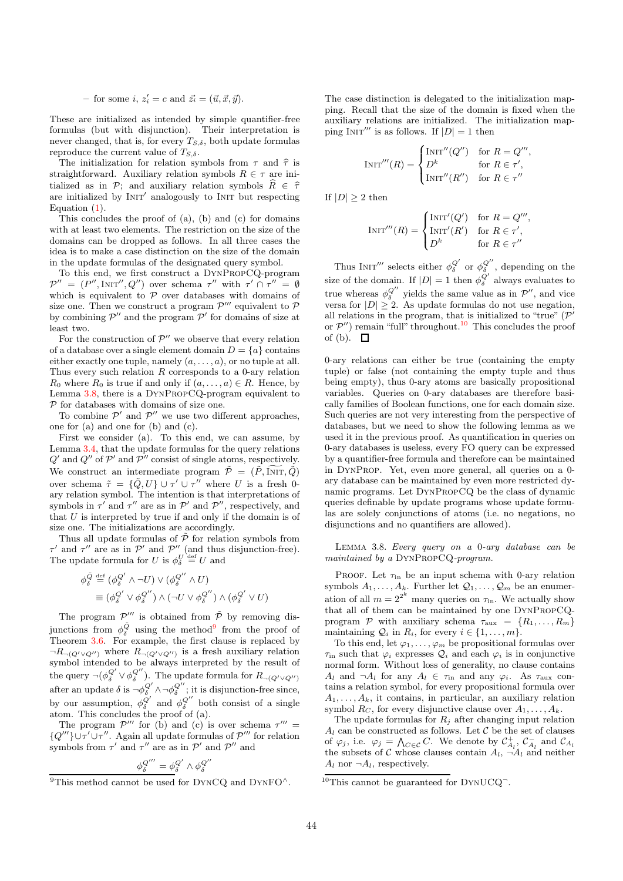– for some $i$, $z'_i = c$ and $\vec{z}_i = (\vec{u}, \vec{x}, \vec{y})$.

These are initialized as intended by simple quantifier-free formulas (but with disjunction). Their interpretation is never changed, that is, for every $T_{S,\delta}$, both update formulas reproduce the current value of $T_{S,\delta}$.

The initialization for relation symbols from $\tau$ and $\widehat{\tau}$ is straightforward. Auxiliary relation symbols $R \in \tau$ are initialized as in $\mathcal{P}$; and auxiliary relation symbols $\widehat{R} \in \widehat{\tau}$ are initialized by $\textsc{Init}'$ analogously to $\textsc{Init}$ but respecting Equation (1).

This concludes the proof of (a), (b) and (c) for domains with at least two elements. The restriction on the size of the domains can be dropped as follows. In all three cases the idea is to make a case distinction on the size of the domain in the update formulas of the designated query symbol.

To this end, we first construct a $\textsc{DynPropCQ}$-program $\mathcal{P}'' = (P'', \textsc{Init}'', Q'')$ over schema $\tau''$ with $\tau' \cap \tau'' = \emptyset$ which is equivalent to $\mathcal{P}$ over databases with domains of size one. Then we construct a program $\mathcal{P}'''$ equivalent to $\mathcal{P}$ by combining $\mathcal{P}''$ and the program $\mathcal{P}'$ for domains of size at least two.

For the construction of $\mathcal{P}''$ we observe that every relation of a database over a single element domain $D = \{a\}$ contains either exactly one tuple, namely $(a, \ldots, a)$, or no tuple at all. Thus every such relation $R$ corresponds to a 0-ary relation $R_0$ where $R_0$ is true if and only if $(a, \ldots, a) \in R$. Hence, by Lemma 3.8, there is a $\textsc{DynPropCQ}$-program equivalent to $\mathcal{P}$ for databases with domains of size one.

To combine $\mathcal{P}'$ and $\mathcal{P}''$ we use two different approaches, one for (a) and one for (b) and (c).

First we consider (a). To this end, we can assume, by Lemma 3.4, that the update formulas for the query relations $Q'$ and $Q''$ of $\mathcal{P}'$ and $\mathcal{P}''$ consist of single atoms, respectively. We construct an intermediate program $\tilde{\mathcal{P}} = (\tilde{P}, \widetilde{\textsc{Init}}, \tilde{Q})$ over schema $\tilde{\tau} = \{\tilde{Q}, U\} \cup \tau' \cup \tau''$ where $U$ is a fresh 0-ary relation symbol. The intention is that interpretations of symbols in $\tau'$ and $\tau''$ are as in $\mathcal{P}'$ and $\mathcal{P}''$, respectively, and that $U$ is interpreted by true if and only if the domain is of size one. The initializations are accordingly.

Thus all update formulas of $\tilde{\mathcal{P}}$ for relation symbols from $\tau'$ and $\tau''$ are as in $\mathcal{P}'$ and $\mathcal{P}''$ (and thus disjunction-free). The update formula for $U$ is $\phi^U_\delta \stackrel{\text{def}}{=} U$ and

$$\phi^{\tilde{Q}}_\delta \stackrel{\text{def}}{=} (\phi^{Q'}_\delta \wedge \neg U) \vee (\phi^{Q''}_\delta \wedge U)$$
$$\equiv (\phi^{Q'}_\delta \vee \phi^{Q''}_\delta) \wedge (\neg U \vee \phi^{Q''}_\delta) \wedge (\phi^{Q'}_\delta \vee U)$$

The program $\mathcal{P}'''$ is obtained from $\tilde{\mathcal{P}}$ by removing disjunctions from $\phi^{\tilde{Q}}_\delta$ using the method[9] from the proof of Theorem 3.6. For example, the first clause is replaced by $\neg R_{\neg(Q' \vee Q'')}$ where $R_{\neg(Q' \vee Q'')}$ is a fresh auxiliary relation symbol intended to be always interpreted by the result of the query $\neg(\phi^{Q'}_\delta \vee \phi^{Q''}_\delta)$. The update formula for $R_{\neg(Q' \vee Q'')}$ after an update $\delta$ is $\neg\phi^{Q'}_\delta \wedge \neg\phi^{Q''}_\delta$; it is disjunction-free since, by our assumption, $\phi^{Q'}_\delta$ and $\phi^{Q''}_\delta$ both consist of a single atom. This concludes the proof of (a).

The program $\mathcal{P}'''$ for (b) and (c) is over schema $\tau''' = \{Q'''\} \cup \tau' \cup \tau''$. Again all update formulas of $\mathcal{P}'''$ for relation symbols from $\tau'$ and $\tau''$ are as in $\mathcal{P}'$ and $\mathcal{P}''$ and

$$\phi^{Q'''}_\delta = \phi^{Q'}_\delta \wedge \phi^{Q''}_\delta$$

The case distinction is delegated to the initialization mapping. Recall that the size of the domain is fixed when the auxiliary relations are initialized. The initialization mapping $\textsc{Init}'''$ is as follows. If $|D| = 1$ then

$$\textsc{Init}'''(R) = \begin{cases} \textsc{Init}''(Q'') & \text{for } R = Q''', \\ D^k & \text{for } R \in \tau', \\ \textsc{Init}''(R'') & \text{for } R \in \tau'' \end{cases}$$

If $|D| \geq 2$ then

$$\textsc{Init}'''(R) = \begin{cases} \textsc{Init}'(Q') & \text{for } R = Q''', \\ \textsc{Init}'(R') & \text{for } R \in \tau', \\ D^k & \text{for } R \in \tau'' \end{cases}$$

Thus $\textsc{Init}'''$ selects either $\phi^{Q'}_\delta$ or $\phi^{Q''}_\delta$, depending on the size of the domain. If $|D| = 1$ then $\phi^{Q'}_\delta$ always evaluates to true whereas $\phi^{Q''}_\delta$ yields the same value as in $\mathcal{P}''$, and vice versa for $|D| \geq 2$. As update formulas do not use negation, all relations in the program, that is initialized to "true" ($\mathcal{P}'$ or $\mathcal{P}''$) remain "full" throughout.[10] This concludes the proof of (b). ☐

0-ary relations can either be true (containing the empty tuple) or false (not containing the empty tuple and thus being empty), thus 0-ary atoms are basically propositional variables. Queries on 0-ary databases are therefore basically families of Boolean functions, one for each domain size. Such queries are not very interesting from the perspective of databases, but we need to show the following lemma as we used it in the previous proof. As quantification in queries on 0-ary databases is useless, every FO query can be expressed by a quantifier-free formula and therefore can be maintained in $\textsc{DynProp}$. Yet, even more general, all queries on a 0-ary database can be maintained by even more restricted dynamic programs. Let $\textsc{DynPropCQ}$ be the class of dynamic queries definable by update programs whose update formulas are solely conjunctions of atoms (i.e. no negations, no disjunctions and no quantifiers are allowed).

Lemma 3.8. *Every query on a 0-ary database can be maintained by a* $\textsc{DynPropCQ}$*-program.*

Proof. Let $\tau_{\text{in}}$ be an input schema with 0-ary relation symbols $A_1, \ldots, A_k$. Further let $\mathcal{Q}_1, \ldots, \mathcal{Q}_m$ be an enumeration of all $m = 2^{2^k}$ many queries on $\tau_{\text{in}}$. We actually show that all of them can be maintained by one $\textsc{DynPropCQ}$-program $\mathcal{P}$ with auxiliary schema $\tau_{\text{aux}} = \{R_1, \ldots, R_m\}$ maintaining $\mathcal{Q}_i$ in $R_i$, for every $i \in \{1, \ldots, m\}$.

To this end, let $\varphi_1, \ldots, \varphi_m$ be propositional formulas over $\tau_{\text{in}}$ such that $\varphi_i$ expresses $\mathcal{Q}_i$ and each $\varphi_i$ is in conjunctive normal form. Without loss of generality, no clause contains $A_l$ and $\neg A_l$ for any $A_l \in \tau_{\text{in}}$ and any $\varphi_i$. As $\tau_{\text{aux}}$ contains a relation symbol, for every propositional formula over $A_1, \ldots, A_k$, it contains, in particular, an auxiliary relation symbol $R_C$, for every disjunctive clause over $A_1, \ldots, A_k$.

The update formulas for $R_j$ after changing input relation $A_l$ can be constructed as follows. Let $\mathcal{C}$ be the set of clauses of $\varphi_j$, i.e. $\varphi_j = \bigwedge_{C \in \mathcal{C}} C$. We denote by $\mathcal{C}^+_{A_l}$, $\mathcal{C}^-_{A_l}$ and $\mathcal{C}_{A_l}$ the subsets of $\mathcal{C}$ whose clauses contain $A_l$, $\neg A_l$ and neither $A_l$ nor $\neg A_l$, respectively.

[9] This method cannot be used for $\textsc{DynCQ}$ and $\textsc{DynFO}^\wedge$.

[10] This cannot be guaranteed for $\textsc{DynUCQ}^\neg$.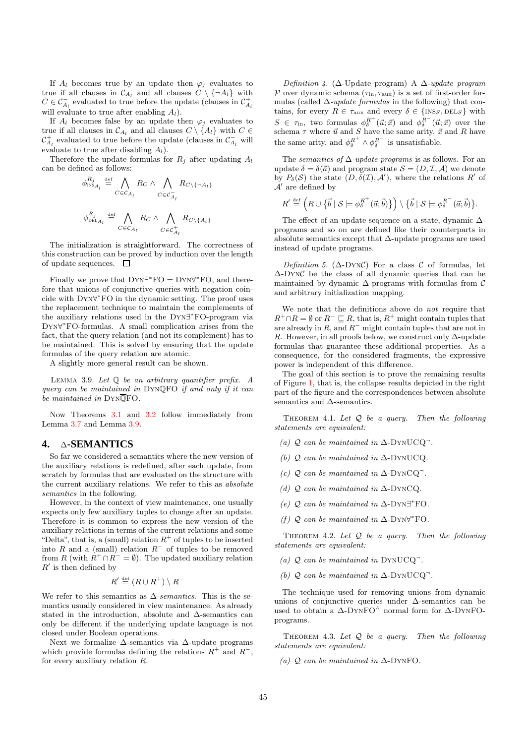If $A_l$ becomes true by an update then $\varphi_j$ evaluates to true if all clauses in $\mathcal{C}_{A_l}$ and all clauses $C \setminus \{\neg A_l\}$ with $C \in \mathcal{C}^-_{A_l}$ evaluated to true before the update (clauses in $\mathcal{C}^+_{A_l}$ will evaluate to true after enabling $A_l$).

If $A_l$ becomes false by an update then $\varphi_j$ evaluates to true if all clauses in $\mathcal{C}_{A_l}$ and all clauses $C \setminus \{A_l\}$ with $C \in \mathcal{C}^+_{A_l}$ evaluated to true before the update (clauses in $\mathcal{C}^-_{A_l}$ will evaluate to true after disabling $A_l$).

Therefore the update formulas for $R_j$ after updating $A_l$ can be defined as follows:

$$\phi^{R_j}_{\text{INS}_{A_l}} \stackrel{\text{def}}{=} \bigwedge_{C \in \mathcal{C}_{A_l}} R_C \wedge \bigwedge_{C \in \mathcal{C}^-_{A_l}} R_{C \setminus \{\neg A_l\}}$$

$$\phi^{R_j}_{\text{DEL}_{A_l}} \stackrel{\text{def}}{=} \bigwedge_{C \in \mathcal{C}_{A_l}} R_C \wedge \bigwedge_{C \in \mathcal{C}^+_{A_l}} R_{C \setminus \{A_l\}}$$

The initialization is straightforward. The correctness of this construction can be proved by induction over the length of update sequences. $\square$

Finally we prove that $\text{Dyn}\exists^*\text{FO} = \text{Dyn}\forall^*\text{FO}$, and therefore that unions of conjunctive queries with negation coincide with $\text{Dyn}\forall^*\text{FO}$ in the dynamic setting. The proof uses the replacement technique to maintain the complements of the auxiliary relations used in the $\text{Dyn}\exists^*\text{FO}$-program via $\text{Dyn}\forall^*\text{FO}$-formulas. A small complication arises from the fact, that the query relation (and not its complement) has to be maintained. This is solved by ensuring that the update formulas of the query relation are atomic.

A slightly more general result can be shown.

Lemma 3.9. *Let $\mathbb{Q}$ be an arbitrary quantifier prefix. A query can be maintained in $\text{Dyn}\mathbb{Q}\text{FO}$ if and only if it can be maintained in $\text{Dyn}\overline{\mathbb{Q}}\text{FO}$.*

Now Theorems 3.1 and 3.2 follow immediately from Lemma 3.7 and Lemma 3.9.

## 4. Δ-SEMANTICS

So far we considered a semantics where the new version of the auxiliary relations is redefined, after each update, from scratch by formulas that are evaluated on the structure with the current auxiliary relations. We refer to this as *absolute semantics* in the following.

However, in the context of view maintenance, one usually expects only few auxiliary tuples to change after an update. Therefore it is common to express the new version of the auxiliary relations in terms of the current relations and some "Delta", that is, a (small) relation $R^+$ of tuples to be inserted into $R$ and a (small) relation $R^-$ of tuples to be removed from $R$ (with $R^+ \cap R^- = \emptyset$). The updated auxiliary relation $R'$ is then defined by

$$R' \stackrel{\text{def}}{=} (R \cup R^+) \setminus R^-$$

We refer to this semantics as *Δ-semantics*. This is the semantics usually considered in view maintenance. As already stated in the introduction, absolute and Δ-semantics can only be different if the underlying update language is not closed under Boolean operations.

Next we formalize Δ-semantics via Δ-update programs which provide formulas defining the relations $R^+$ and $R^-$, for every auxiliary relation $R$.

*Definition 4.* (Δ-Update program) A *Δ-update program* $\mathcal{P}$ over dynamic schema $(\tau_{\text{in}}, \tau_{\text{aux}})$ is a set of first-order formulas (called *Δ-update formulas* in the following) that contains, for every $R \in \tau_{\text{aux}}$ and every $\delta \in \{\text{INS}_S, \text{DEL}_S\}$ with $S \in \tau_{\text{in}}$, two formulas $\phi^{R^+}_\delta(\vec{u}; \vec{x})$ and $\phi^{R^-}_\delta(\vec{u}; \vec{x})$ over the schema $\tau$ where $\vec{u}$ and $S$ have the same arity, $\vec{x}$ and $R$ have the same arity, and $\phi^{R^+}_\delta \wedge \phi^{R^-}_\delta$ is unsatisfiable.

The *semantics of Δ-update programs* is as follows. For an update $\delta = \delta(\vec{a})$ and program state $\mathcal{S} = (D, \mathcal{I}, \mathcal{A})$ we denote by $P_\delta(\mathcal{S})$ the state $(D, \delta(\mathcal{I}), \mathcal{A}')$, where the relations $R'$ of $\mathcal{A}'$ are defined by

$$R' \stackrel{\text{def}}{=} \left(R \cup \{\vec{b} \mid \mathcal{S} \models \phi^{R^+}_\delta(\vec{a}; \vec{b})\}\right) \setminus \{\vec{b} \mid \mathcal{S} \models \phi^{R^-}_\delta(\vec{a}; \vec{b})\}.$$

The effect of an update sequence on a state, dynamic Δ-programs and so on are defined like their counterparts in absolute semantics except that Δ-update programs are used instead of update programs.

*Definition 5.* (Δ-$\text{Dyn}\mathcal{C}$) For a class $\mathcal{C}$ of formulas, let Δ-$\text{Dyn}\mathcal{C}$ be the class of all dynamic queries that can be maintained by dynamic Δ-programs with formulas from $\mathcal{C}$ and arbitrary initialization mapping.

We note that the definitions above do *not* require that $R^+ \cap R = \emptyset$ or $R^- \sqsubseteq R$, that is, $R^+$ might contain tuples that are already in $R$, and $R^-$ might contain tuples that are not in $R$. However, in all proofs below, we construct only Δ-update formulas that guarantee these additional properties. As a consequence, for the considered fragments, the expressive power is independent of this difference.

The goal of this section is to prove the remaining results of Figure 1, that is, the collapse results depicted in the right part of the figure and the correspondences between absolute semantics and Δ-semantics.

Theorem 4.1. *Let $\mathcal{Q}$ be a query. Then the following statements are equivalent:*

*(a) $\mathcal{Q}$ can be maintained in Δ-$\text{DynUCQ}^\neg$.*

*(b) $\mathcal{Q}$ can be maintained in Δ-$\text{DynUCQ}$.*

*(c) $\mathcal{Q}$ can be maintained in Δ-$\text{DynCQ}^\neg$.*

*(d) $\mathcal{Q}$ can be maintained in Δ-$\text{DynCQ}$.*

*(e) $\mathcal{Q}$ can be maintained in Δ-$\text{Dyn}\exists^*\text{FO}$.*

*(f) $\mathcal{Q}$ can be maintained in Δ-$\text{Dyn}\forall^*\text{FO}$.*

Theorem 4.2. *Let $\mathcal{Q}$ be a query. Then the following statements are equivalent:*

*(a) $\mathcal{Q}$ can be maintained in $\text{DynUCQ}^\neg$.*

*(b) $\mathcal{Q}$ can be maintained in Δ-$\text{DynUCQ}^\neg$.*

The technique used for removing unions from dynamic unions of conjunctive queries under Δ-semantics can be used to obtain a Δ-$\text{DynFO}^\wedge$ normal form for Δ-DynFO-programs.

Theorem 4.3. *Let $\mathcal{Q}$ be a query. Then the following statements are equivalent:*

*(a) $\mathcal{Q}$ can be maintained in Δ-DynFO.*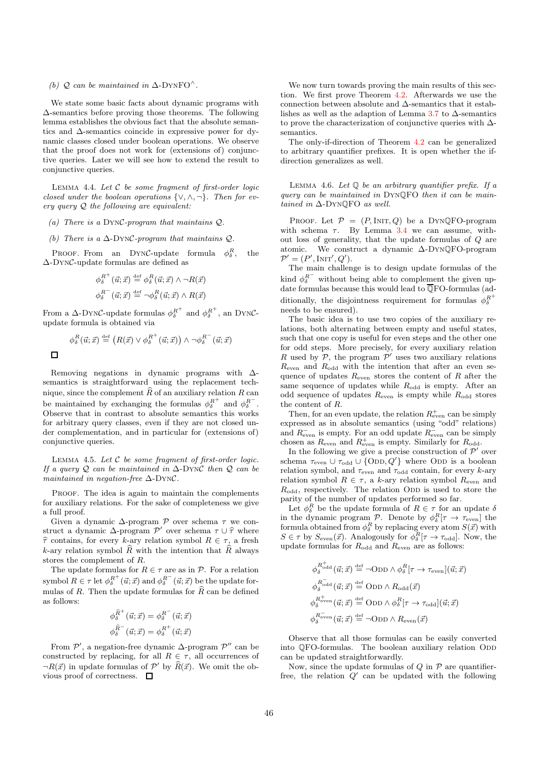(b) $\mathcal{Q}$ can be maintained in $\Delta$-DynFO$^\wedge$.

We state some basic facts about dynamic programs with $\Delta$-semantics before proving those theorems. The following lemma establishes the obvious fact that the absolute semantics and $\Delta$-semantics coincide in expressive power for dynamic classes closed under boolean operations. We observe that the proof does not work for (extensions of) conjunctive queries. Later we will see how to extend the result to conjunctive queries.

Lemma 4.4. *Let $\mathcal{C}$ be some fragment of first-order logic closed under the boolean operations $\{\vee, \wedge, \neg\}$. Then for every query $\mathcal{Q}$ the following are equivalent:*

*(a) There is a DynC-program that maintains $\mathcal{Q}$.*

*(b) There is a $\Delta$-DynC-program that maintains $\mathcal{Q}$.*

Proof. From an DynC-update formula $\phi^R_\delta$, the $\Delta$-DynC-update formulas are defined as

$$\phi^{R^+}_\delta(\vec{u};\vec{x}) \stackrel{\text{def}}{=} \phi^R_\delta(\vec{u};\vec{x}) \wedge \neg R(\vec{x})$$

$$\phi^{R^-}_\delta(\vec{u};\vec{x}) \stackrel{\text{def}}{=} \neg\phi^R_\delta(\vec{u};\vec{x}) \wedge R(\vec{x})$$

From a $\Delta$-DynC-update formulas $\phi^{R^+}_\delta$ and $\phi^{R^+}_\delta$, an DynC-update formula is obtained via

$$\phi^R_\delta(\vec{u};\vec{x}) \stackrel{\text{def}}{=} \big(R(\vec{x}) \vee \phi^{R^+}_\delta(\vec{u};\vec{x})\big) \wedge \neg\phi^{R^-}_\delta(\vec{u};\vec{x})$$

□

Removing negations in dynamic programs with $\Delta$-semantics is straightforward using the replacement technique, since the complement $\widehat{R}$ of an auxiliary relation $R$ can be maintained by exchanging the formulas $\phi^{R^+}_\delta$ and $\phi^{R^-}_\delta$. Observe that in contrast to absolute semantics this works for arbitrary query classes, even if they are not closed under complementation, and in particular for (extensions of) conjunctive queries.

Lemma 4.5. *Let $\mathcal{C}$ be some fragment of first-order logic. If a query $\mathcal{Q}$ can be maintained in $\Delta$-DynC then $\mathcal{Q}$ can be maintained in negation-free $\Delta$-DynC.*

Proof. The idea is again to maintain the complements for auxiliary relations. For the sake of completeness we give a full proof.

Given a dynamic $\Delta$-program $\mathcal{P}$ over schema $\tau$ we construct a dynamic $\Delta$-program $\mathcal{P}'$ over schema $\tau \cup \widehat{\tau}$ where $\widehat{\tau}$ contains, for every $k$-ary relation symbol $R \in \tau$, a fresh $k$-ary relation symbol $\widehat{R}$ with the intention that $\widehat{R}$ always stores the complement of $R$.

The update formulas for $R \in \tau$ are as in $\mathcal{P}$. For a relation symbol $R \in \tau$ let $\phi^{R^+}_\delta(\vec{u};\vec{x})$ and $\phi^{R^-}_\delta(\vec{u};\vec{x})$ be the update formulas of $R$. Then the update formulas for $\widehat{R}$ can be defined as follows:

$$\phi^{\widehat{R}^+}_\delta(\vec{u};\vec{x}) = \phi^{R^-}_\delta(\vec{u};\vec{x})$$

$$\phi^{\widehat{R}^-}_\delta(\vec{u};\vec{x}) = \phi^{R^+}_\delta(\vec{u};\vec{x})$$

From $\mathcal{P}'$, a negation-free dynamic $\Delta$-program $\mathcal{P}''$ can be constructed by replacing, for all $R \in \tau$, all occurrences of $\neg R(\vec{x})$ in update formulas of $\mathcal{P}'$ by $\widehat{R}(\vec{x})$. We omit the obvious proof of correctness. □

We now turn towards proving the main results of this section. We first prove Theorem 4.2. Afterwards we use the connection between absolute and $\Delta$-semantics that it establishes as well as the adaption of Lemma 3.7 to $\Delta$-semantics to prove the characterization of conjunctive queries with $\Delta$-semantics.

The only-if-direction of Theorem 4.2 can be generalized to arbitrary quantifier prefixes. It is open whether the if-direction generalizes as well.

Lemma 4.6. *Let $\mathbb{Q}$ be an arbitrary quantifier prefix. If a query can be maintained in Dyn$\mathbb{Q}$FO then it can be maintained in $\Delta$-Dyn$\mathbb{Q}$FO as well.*

Proof. Let $\mathcal{P} = (P, \text{Init}, Q)$ be a Dyn$\mathbb{Q}$FO-program with schema $\tau$. By Lemma 3.4 we can assume, without loss of generality, that the update formulas of $Q$ are atomic. We construct a dynamic $\Delta$-Dyn$\mathbb{Q}$FO-program $\mathcal{P}' = (P', \text{Init}', Q')$.

The main challenge is to design update formulas of the kind $\phi^{R^-}_\delta$ without being able to complement the given update formulas because this would lead to $\overline{\mathbb{Q}}$FO-formulas (additionally, the disjointness requirement for formulas $\phi^{R^+}_\delta$ needs to be ensured).

The basic idea is to use two copies of the auxiliary relations, both alternating between empty and useful states, such that one copy is useful for even steps and the other one for odd steps. More precisely, for every auxiliary relation $R$ used by $\mathcal{P}$, the program $\mathcal{P}'$ uses two auxiliary relations $R_{\text{even}}$ and $R_{\text{odd}}$ with the intention that after an even sequence of updates $R_{\text{even}}$ stores the content of $R$ after the same sequence of updates while $R_{\text{odd}}$ is empty. After an odd sequence of updates $R_{\text{even}}$ is empty while $R_{\text{odd}}$ stores the content of $R$.

Then, for an even update, the relation $R^+_{\text{even}}$ can be simply expressed as in absolute semantics (using "odd" relations) and $R^-_{\text{even}}$ is empty. For an odd update $R^-_{\text{even}}$ can be simply chosen as $R_{\text{even}}$ and $R^+_{\text{even}}$ is empty. Similarly for $R_{\text{odd}}$.

In the following we give a precise construction of $\mathcal{P}'$ over schema $\tau_{\text{even}} \cup \tau_{\text{odd}} \cup \{\text{Odd}, Q'\}$ where Odd is a boolean relation symbol, and $\tau_{\text{even}}$ and $\tau_{\text{odd}}$ contain, for every $k$-ary relation symbol $R \in \tau$, a $k$-ary relation symbol $R_{\text{even}}$ and $R_{\text{odd}}$, respectively. The relation Odd is used to store the parity of the number of updates performed so far.

Let $\phi^R_\delta$ be the update formula of $R \in \tau$ for an update $\delta$ in the dynamic program $\mathcal{P}$. Denote by $\phi^R_\delta[\tau \to \tau_{\text{even}}]$ the formula obtained from $\phi^R_\delta$ by replacing every atom $S(\vec{x})$ with $S \in \tau$ by $S_{\text{even}}(\vec{x})$. Analogously for $\phi^R_\delta[\tau \to \tau_{\text{odd}}]$. Now, the update formulas for $R_{\text{odd}}$ and $R_{\text{even}}$ are as follows:

$$\phi^{R^+_{\text{odd}}}_\delta(\vec{u};\vec{x}) \stackrel{\text{def}}{=} \neg\text{Odd} \wedge \phi^R_\delta[\tau \to \tau_{\text{even}}](\vec{u};\vec{x})$$

$$\phi^{R^-_{\text{odd}}}_\delta(\vec{u};\vec{x}) \stackrel{\text{def}}{=} \text{Odd} \wedge R_{\text{odd}}(\vec{x})$$

$$\phi^{R^+_{\text{even}}}_\delta(\vec{u};\vec{x}) \stackrel{\text{def}}{=} \text{Odd} \wedge \phi^R_\delta[\tau \to \tau_{\text{odd}}](\vec{u};\vec{x})$$

$$\phi^{R^-_{\text{even}}}_\delta(\vec{u};\vec{x}) \stackrel{\text{def}}{=} \neg\text{Odd} \wedge R_{\text{even}}(\vec{x})$$

Observe that all those formulas can be easily converted into $\mathbb{Q}$FO-formulas. The boolean auxiliary relation Odd can be updated straightforwardly.

Now, since the update formulas of $Q$ in $\mathcal{P}$ are quantifier-free, the relation $Q'$ can be updated with the following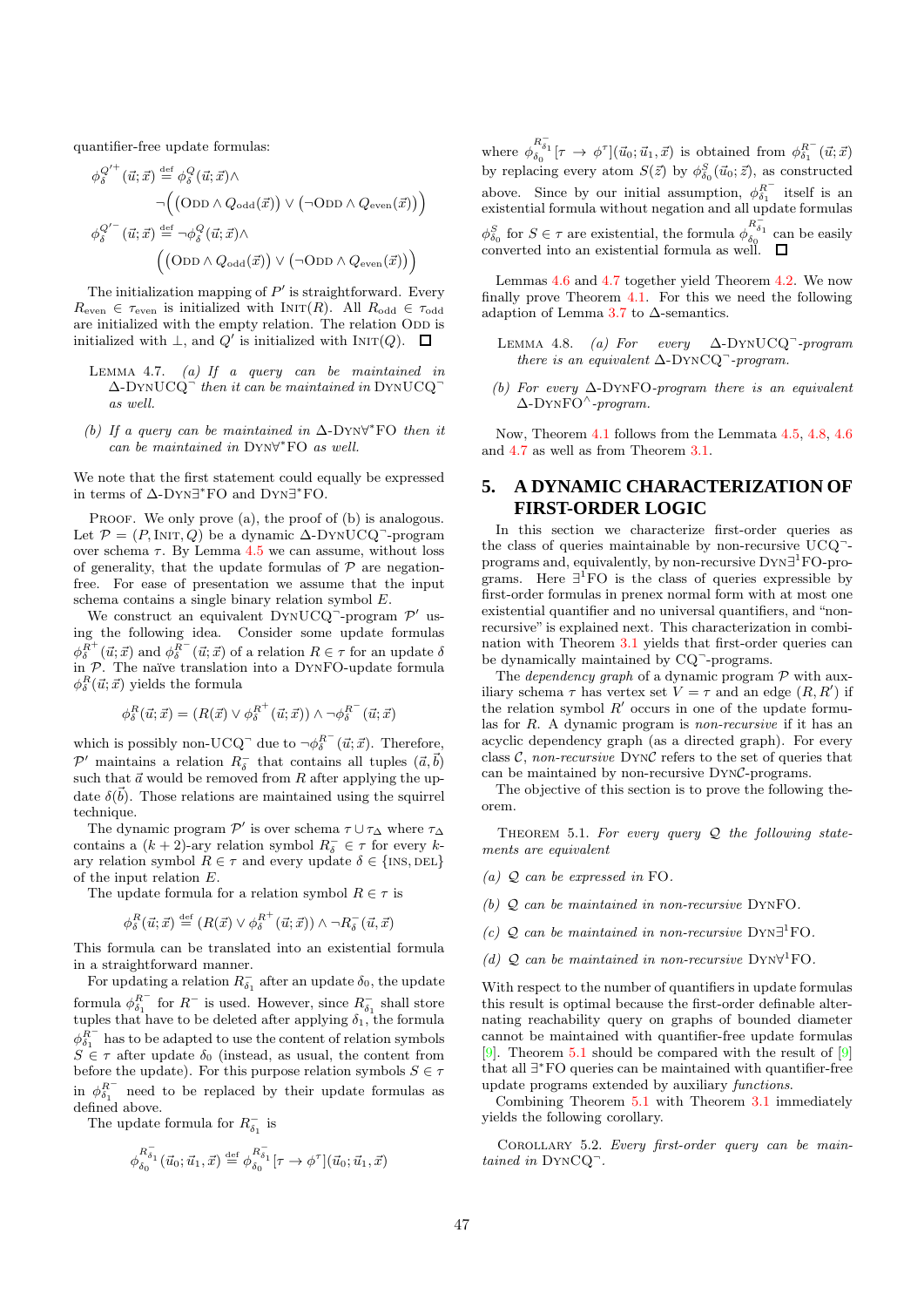quantifier-free update formulas:

$$\phi_\delta^{Q'^+}(\vec{u};\vec{x}) \stackrel{\text{def}}{=} \phi_\delta^{Q}(\vec{u};\vec{x}) \wedge \neg\Big(\big(\textsc{Odd} \wedge Q_{\text{odd}}(\vec{x})\big) \vee \big(\neg\textsc{Odd} \wedge Q_{\text{even}}(\vec{x})\big)\Big)$$

$$\phi_\delta^{Q'^-}(\vec{u};\vec{x}) \stackrel{\text{def}}{=} \neg\phi_\delta^{Q}(\vec{u};\vec{x}) \wedge \Big(\big(\textsc{Odd} \wedge Q_{\text{odd}}(\vec{x})\big) \vee \big(\neg\textsc{Odd} \wedge Q_{\text{even}}(\vec{x})\big)\Big)$$

The initialization mapping of $P'$ is straightforward. Every $R_{\text{even}} \in \tau_{\text{even}}$ is initialized with $\textsc{Init}(R)$. All $R_{\text{odd}} \in \tau_{\text{odd}}$ are initialized with the empty relation. The relation $\textsc{Odd}$ is initialized with $\bot$, and $Q'$ is initialized with $\textsc{Init}(Q)$. □

Lemma 4.7. *(a) If a query can be maintained in $\Delta$-DynUCQ$^\neg$ then it can be maintained in DynUCQ$^\neg$ as well.*

*(b) If a query can be maintained in $\Delta$-Dyn$\forall^*$FO then it can be maintained in Dyn$\forall^*$FO as well.*

We note that the first statement could equally be expressed in terms of $\Delta$-Dyn$\exists^*$FO and Dyn$\exists^*$FO.

Proof. We only prove (a), the proof of (b) is analogous. Let $\mathcal{P} = (P, \textsc{Init}, Q)$ be a dynamic $\Delta$-DynUCQ$^\neg$-program over schema $\tau$. By Lemma 4.5 we can assume, without loss of generality, that the update formulas of $\mathcal{P}$ are negation-free. For ease of presentation we assume that the input schema contains a single binary relation symbol $E$.

We construct an equivalent DynUCQ$^\neg$-program $\mathcal{P}'$ using the following idea. Consider some update formulas $\phi_\delta^{R^+}(\vec{u};\vec{x})$ and $\phi_\delta^{R^-}(\vec{u};\vec{x})$ of a relation $R \in \tau$ for an update $\delta$ in $\mathcal{P}$. The naïve translation into a DynFO-update formula $\phi_\delta^{R}(\vec{u};\vec{x})$ yields the formula

$$\phi_\delta^{R}(\vec{u};\vec{x}) = (R(\vec{x}) \vee \phi_\delta^{R^+}(\vec{u};\vec{x})) \wedge \neg\phi_\delta^{R^-}(\vec{u};\vec{x})$$

which is possibly non-UCQ$^\neg$ due to $\neg\phi_\delta^{R^-}(\vec{u};\vec{x})$. Therefore, $\mathcal{P}'$ maintains a relation $R_\delta^-$ that contains all tuples $(\vec{a},\vec{b})$ such that $\vec{a}$ would be removed from $R$ after applying the update $\delta(\vec{b})$. Those relations are maintained using the squirrel technique.

The dynamic program $\mathcal{P}'$ is over schema $\tau \cup \tau_\Delta$ where $\tau_\Delta$ contains a $(k+2)$-ary relation symbol $R_\delta^- \in \tau$ for every $k$-ary relation symbol $R \in \tau$ and every update $\delta \in \{\textsc{ins}, \textsc{del}\}$ of the input relation $E$.

The update formula for a relation symbol $R \in \tau$ is

$$\phi_\delta^{R}(\vec{u};\vec{x}) \stackrel{\text{def}}{=} (R(\vec{x}) \vee \phi_\delta^{R^+}(\vec{u};\vec{x})) \wedge \neg R_\delta^-(\vec{u},\vec{x})$$

This formula can be translated into an existential formula in a straightforward manner.

For updating a relation $R_{\delta_1}^-$ after an update $\delta_0$, the update formula $\phi_{\delta_1}^{R^-}$ for $R^-$ is used. However, since $R_{\delta_1}^-$ shall store tuples that have to be deleted after applying $\delta_1$, the formula $\phi_{\delta_1}^{R^-}$ has to be adapted to use the content of relation symbols $S \in \tau$ after update $\delta_0$ (instead, as usual, the content from before the update). For this purpose relation symbols $S \in \tau$ in $\phi_{\delta_1}^{R^-}$ need to be replaced by their update formulas as defined above.

The update formula for $R_{\delta_1}^-$ is

$$\phi_{\delta_0}^{R_{\delta_1}^-}(\vec{u}_0;\vec{u}_1,\vec{x}) \stackrel{\text{def}}{=} \phi_{\delta_0}^{R_{\delta_1}^-}[\tau \to \phi^\tau](\vec{u}_0;\vec{u}_1,\vec{x})$$

where $\phi_{\delta_0}^{R_{\delta_1}^-}[\tau \to \phi^\tau](\vec{u}_0;\vec{u}_1,\vec{x})$ is obtained from $\phi_{\delta_1}^{R^-}(\vec{u};\vec{x})$ by replacing every atom $S(\vec{z})$ by $\phi_{\delta_0}^{S}(\vec{u}_0;\vec{z})$, as constructed above. Since by our initial assumption, $\phi_{\delta_1}^{R^-}$ itself is an existential formula without negation and all update formulas $\phi_{\delta_0}^{S}$ for $S \in \tau$ are existential, the formula $\phi_{\delta_0}^{R_{\delta_1}^-}$ can be easily converted into an existential formula as well. □

Lemmas 4.6 and 4.7 together yield Theorem 4.2. We now finally prove Theorem 4.1. For this we need the following adaption of Lemma 3.7 to $\Delta$-semantics.

Lemma 4.8. *(a) For every $\Delta$-DynUCQ$^\neg$-program there is an equivalent $\Delta$-DynCQ$^\neg$-program.*

*(b) For every $\Delta$-DynFO-program there is an equivalent $\Delta$-DynFO$^\wedge$-program.*

Now, Theorem 4.1 follows from the Lemmata 4.5, 4.8, 4.6 and 4.7 as well as from Theorem 3.1.

## 5. A DYNAMIC CHARACTERIZATION OF FIRST-ORDER LOGIC

In this section we characterize first-order queries as the class of queries maintainable by non-recursive UCQ$^\neg$-programs and, equivalently, by non-recursive Dyn$\exists^1$FO-programs. Here $\exists^1$FO is the class of queries expressible by first-order formulas in prenex normal form with at most one existential quantifier and no universal quantifiers, and "non-recursive" is explained next. This characterization in combination with Theorem 3.1 yields that first-order queries can be dynamically maintained by CQ$^\neg$-programs.

The *dependency graph* of a dynamic program $\mathcal{P}$ with auxiliary schema $\tau$ has vertex set $V = \tau$ and an edge $(R, R')$ if the relation symbol $R'$ occurs in one of the update formulas for $R$. A dynamic program is *non-recursive* if it has an acyclic dependency graph (as a directed graph). For every class $\mathcal{C}$, *non-recursive* Dyn$\mathcal{C}$ refers to the set of queries that can be maintained by non-recursive Dyn$\mathcal{C}$-programs.

The objective of this section is to prove the following theorem.

Theorem 5.1. *For every query $\mathcal{Q}$ the following statements are equivalent*

*(a) $\mathcal{Q}$ can be expressed in FO.*

*(b) $\mathcal{Q}$ can be maintained in non-recursive DynFO.*

*(c) $\mathcal{Q}$ can be maintained in non-recursive Dyn$\exists^1$FO.*

*(d) $\mathcal{Q}$ can be maintained in non-recursive Dyn$\forall^1$FO.*

With respect to the number of quantifiers in update formulas this result is optimal because the first-order definable alternating reachability query on graphs of bounded diameter cannot be maintained with quantifier-free update formulas [9]. Theorem 5.1 should be compared with the result of [9] that all $\exists^*$FO queries can be maintained with quantifier-free update programs extended by auxiliary *functions*.

Combining Theorem 5.1 with Theorem 3.1 immediately yields the following corollary.

Corollary 5.2. *Every first-order query can be maintained in DynCQ$^\neg$.*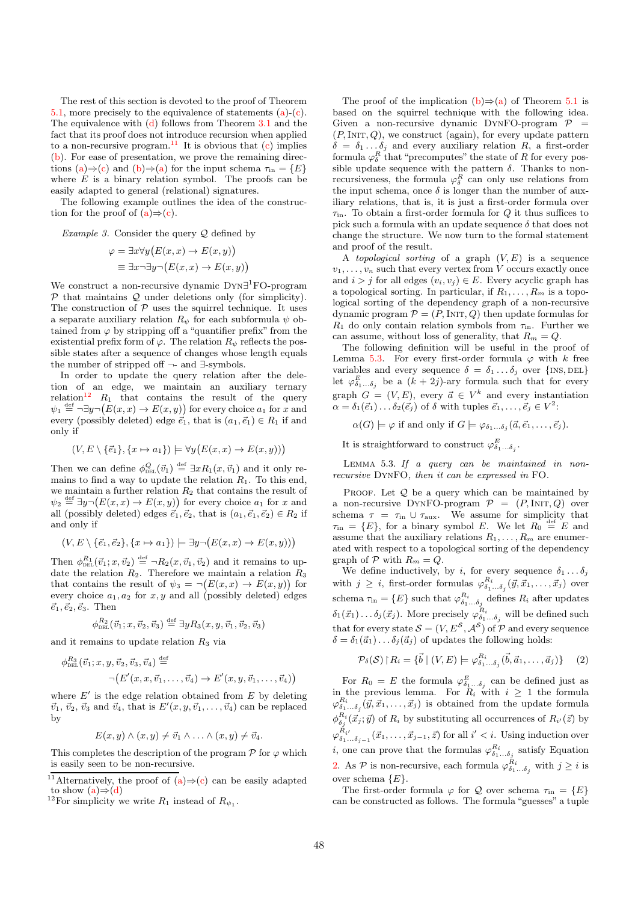The rest of this section is devoted to the proof of Theorem 5.1, more precisely to the equivalence of statements (a)-(c). The equivalence with (d) follows from Theorem 3.1 and the fact that its proof does not introduce recursion when applied to a non-recursive program.[11] It is obvious that (c) implies (b). For ease of presentation, we prove the remaining directions (a)⇒(c) and (b)⇒(a) for the input schema $\tau_{\text{in}} = \{E\}$ where $E$ is a binary relation symbol. The proofs can be easily adapted to general (relational) signatures.

The following example outlines the idea of the construction for the proof of (a)⇒(c).

*Example 3.* Consider the query $\mathcal{Q}$ defined by

$$\varphi = \exists x \forall y \big(E(x,x) \to E(x,y)\big)$$
$$\equiv \exists x \neg \exists y \neg \big(E(x,x) \to E(x,y)\big)$$

We construct a non-recursive dynamic $\text{Dyn}\exists^1\text{FO}$-program $\mathcal{P}$ that maintains $\mathcal{Q}$ under deletions only (for simplicity). The construction of $\mathcal{P}$ uses the squirrel technique. It uses a separate auxiliary relation $R_\psi$ for each subformula $\psi$ obtained from $\varphi$ by stripping off a "quantifier prefix" from the existential prefix form of $\varphi$. The relation $R_\psi$ reflects the possible states after a sequence of changes whose length equals the number of stripped off $\neg$- and $\exists$-symbols.

In order to update the query relation after the deletion of an edge, we maintain an auxiliary ternary relation[12] $R_1$ that contains the result of the query $\psi_1 \stackrel{\text{def}}{=} \neg \exists y \neg \big(E(x,x) \to E(x,y)\big)$ for every choice $a_1$ for $x$ and every (possibly deleted) edge $\vec{e}_1$, that is $(a_1, \vec{e}_1) \in R_1$ if and only if

$$(V, E \setminus \{\vec{e}_1\}, \{x \mapsto a_1\}) \models \forall y \big(E(x,x) \to E(x,y)\big)$$

Then we can define $\phi^{Q}_{\text{DEL}}(\vec{v}_1) \stackrel{\text{def}}{=} \exists x R_1(x, \vec{v}_1)$ and it only remains to find a way to update the relation $R_1$. To this end, we maintain a further relation $R_2$ that contains the result of $\psi_2 \stackrel{\text{def}}{=} \exists y \neg \big(E(x,x) \to E(x,y)\big)$ for every choice $a_1$ for $x$ and all (possibly deleted) edges $\vec{e}_1, \vec{e}_2$, that is $(a_1, \vec{e}_1, \vec{e}_2) \in R_2$ if and only if

$$(V, E \setminus \{\vec{e}_1, \vec{e}_2\}, \{x \mapsto a_1\}) \models \exists y \neg \big(E(x,x) \to E(x,y)\big)$$

Then $\phi^{R_1}_{\text{DEL}}(\vec{v}_1; x, \vec{v}_2) \stackrel{\text{def}}{=} \neg R_2(x, \vec{v}_1, \vec{v}_2)$ and it remains to update the relation $R_2$. Therefore we maintain a relation $R_3$ that contains the result of $\psi_3 = \neg \big(E(x,x) \to E(x,y)\big)$ for every choice $a_1, a_2$ for $x, y$ and all (possibly deleted) edges $\vec{e}_1, \vec{e}_2, \vec{e}_3$. Then

$$\phi^{R_2}_{\text{DEL}}(\vec{v}_1; x, \vec{v}_2, \vec{v}_3) \stackrel{\text{def}}{=} \exists y R_3(x, y, \vec{v}_1, \vec{v}_2, \vec{v}_3)$$

and it remains to update relation $R_3$ via

$$\phi^{R_3}_{\text{DEL}}(\vec{v}_1; x, y, \vec{v}_2, \vec{v}_3, \vec{v}_4) \stackrel{\text{def}}{=} \neg \big(E'(x, x, \vec{v}_1, \ldots, \vec{v}_4) \to E'(x, y, \vec{v}_1, \ldots, \vec{v}_4)\big)$$

where $E'$ is the edge relation obtained from $E$ by deleting $\vec{v}_1$, $\vec{v}_2$, $\vec{v}_3$ and $\vec{v}_4$, that is $E'(x, y, \vec{v}_1, \ldots, \vec{v}_4)$ can be replaced by

$$E(x,y) \wedge (x,y) \neq \vec{v}_1 \wedge \ldots \wedge (x,y) \neq \vec{v}_4.$$

This completes the description of the program $\mathcal{P}$ for $\varphi$ which is easily seen to be non-recursive.

[11] Alternatively, the proof of (a)⇒(c) can be easily adapted to show (a)⇒(d)

[12] For simplicity we write $R_1$ instead of $R_{\psi_1}$.

The proof of the implication (b)⇒(a) of Theorem 5.1 is based on the squirrel technique with the following idea. Given a non-recursive dynamic DynFO-program $\mathcal{P} = (P, \text{Init}, Q)$, we construct (again), for every update pattern $\delta = \delta_1 \ldots \delta_j$ and every auxiliary relation $R$, a first-order formula $\varphi^R_\delta$ that "precomputes" the state of $R$ for every possible update sequence with the pattern $\delta$. Thanks to non-recursiveness, the formula $\varphi^R_\delta$ can only use relations from the input schema, once $\delta$ is longer than the number of auxiliary relations, that is, it is just a first-order formula over $\tau_{\text{in}}$. To obtain a first-order formula for $Q$ it thus suffices to pick such a formula with an update sequence $\delta$ that does not change the structure. We now turn to the formal statement and proof of the result.

A *topological sorting* of a graph $(V, E)$ is a sequence $v_1, \ldots, v_n$ such that every vertex from $V$ occurs exactly once and $i > j$ for all edges $(v_i, v_j) \in E$. Every acyclic graph has a topological sorting. In particular, if $R_1, \ldots, R_m$ is a topological sorting of the dependency graph of a non-recursive dynamic program $\mathcal{P} = (P, \text{Init}, Q)$ then update formulas for $R_1$ do only contain relation symbols from $\tau_{\text{in}}$. Further we can assume, without loss of generality, that $R_m = Q$.

The following definition will be useful in the proof of Lemma 5.3. For every first-order formula $\varphi$ with $k$ free variables and every sequence $\delta = \delta_1 \ldots \delta_j$ over $\{\text{ins}, \text{del}\}$ let $\varphi^E_{\delta_1 \ldots \delta_j}$ be a $(k+2j)$-ary formula such that for every graph $G = (V, E)$, every $\vec{a} \in V^k$ and every instantiation $\alpha = \delta_1(\vec{e}_1) \ldots \delta_2(\vec{e}_j)$ of $\delta$ with tuples $\vec{e}_1, \ldots, \vec{e}_j \in V^2$:

$$\alpha(G) \models \varphi \text{ if and only if } G \models \varphi_{\delta_1 \ldots \delta_j}(\vec{a}, \vec{e}_1, \ldots, \vec{e}_j).$$

It is straightforward to construct $\varphi^E_{\delta_1 \ldots \delta_j}$.

Lemma 5.3. *If a query can be maintained in non-recursive* DynFO*, then it can be expressed in* FO.

Proof. Let $\mathcal{Q}$ be a query which can be maintained by a non-recursive DynFO-program $\mathcal{P} = (P, \text{Init}, Q)$ over schema $\tau = \tau_{\text{in}} \cup \tau_{\text{aux}}$. We assume for simplicity that $\tau_{\text{in}} = \{E\}$, for a binary symbol $E$. We let $R_0 \stackrel{\text{def}}{=} E$ and assume that the auxiliary relations $R_1, \ldots, R_m$ are enumerated with respect to a topological sorting of the dependency graph of $\mathcal{P}$ with $R_m = Q$.

We define inductively, by $i$, for every sequence $\delta_1 \ldots \delta_j$ with $j \geq i$, first-order formulas $\varphi^{R_i}_{\delta_1 \ldots \delta_j}(\vec{y}, \vec{x}_1, \ldots, \vec{x}_j)$ over schema $\tau_{\text{in}} = \{E\}$ such that $\varphi^{R_i}_{\delta_1 \ldots \delta_j}$ defines $R_i$ after updates $\delta_1(\vec{x}_1) \ldots \delta_j(\vec{x}_j)$. More precisely $\varphi^{R_i}_{\delta_1 \ldots \delta_j}$ will be defined such that for every state $\mathcal{S} = (V, E^{\mathcal{S}}, \mathcal{A}^{\mathcal{S}})$ of $\mathcal{P}$ and every sequence $\delta = \delta_1(\vec{a}_1) \ldots \delta_j(\vec{a}_j)$ of updates the following holds:

$$\mathcal{P}_\delta(\mathcal{S}) \upharpoonright R_i = \{\vec{b} \mid (V, E) \models \varphi^{R_i}_{\delta_1 \ldots \delta_j}(\vec{b}, \vec{a}_1, \ldots, \vec{a}_j)\} \quad (2)$$

For $R_0 = E$ the formula $\varphi^E_{\delta_1 \ldots \delta_j}$ can be defined just as in the previous lemma. For $R_i$ with $i \geq 1$ the formula $\varphi^{R_i}_{\delta_1 \ldots \delta_j}(\vec{y}, \vec{x}_1, \ldots, \vec{x}_j)$ is obtained from the update formula $\phi^{R_i}_{\delta_j}(\vec{x}_j; \vec{y})$ of $R_i$ by substituting all occurrences of $R_{i'}(\vec{z})$ by $\varphi^{R_{i'}}_{\delta_1 \ldots \delta_{j-1}}(\vec{x}_1, \ldots, \vec{x}_{j-1}, \vec{z})$ for all $i' < i$. Using induction over $i$, one can prove that the formulas $\varphi^{R_i}_{\delta_1 \ldots \delta_j}$ satisfy Equation 2. As $\mathcal{P}$ is non-recursive, each formula $\varphi^{R_i}_{\delta_1 \ldots \delta_j}$ with $j \geq i$ is over schema $\{E\}$.

The first-order formula $\varphi$ for $\mathcal{Q}$ over schema $\tau_{\text{in}} = \{E\}$ can be constructed as follows. The formula "guesses" a tuple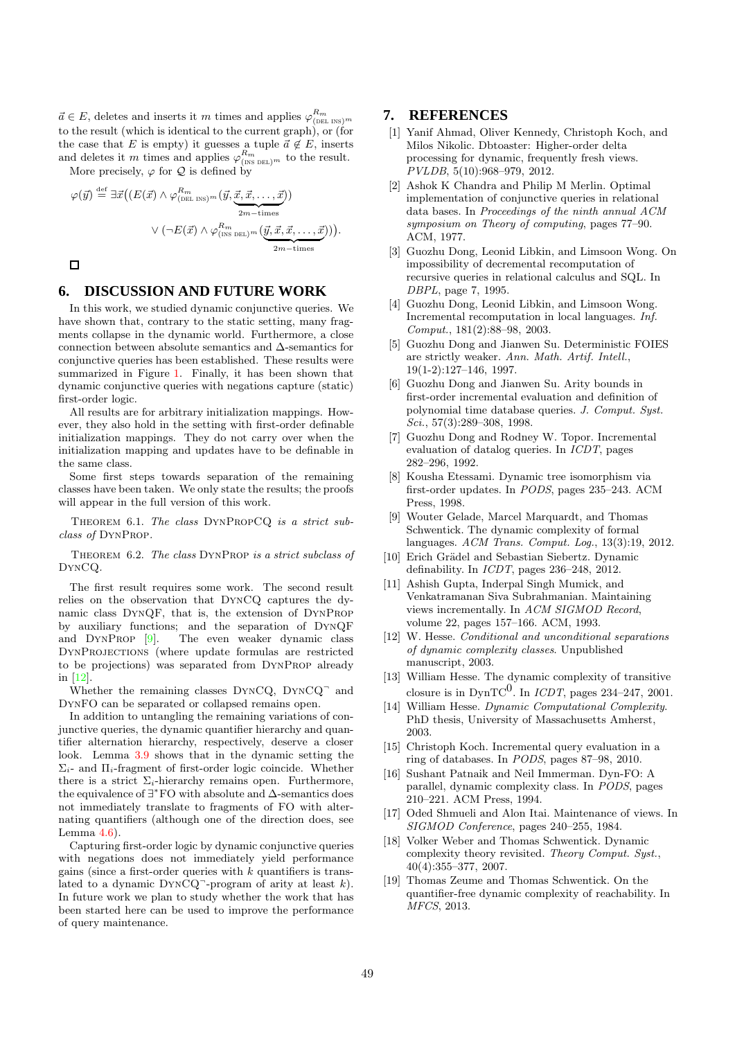$\vec{a} \in E$, deletes and inserts it $m$ times and applies $\varphi^{R_m}_{(\text{DEL INS})^m}$ to the result (which is identical to the current graph), or (for the case that $E$ is empty) it guesses a tuple $\vec{a} \notin E$, inserts and deletes it $m$ times and applies $\varphi^{R_m}_{(\text{INS DEL})^m}$ to the result.

More precisely, $\varphi$ for $\mathcal{Q}$ is defined by

$$\varphi(\vec{y}) \stackrel{\text{def}}{=} \exists \vec{x}\big((E(\vec{x}) \wedge \varphi^{R_m}_{(\text{DEL INS})^m}(\vec{y}, \underbrace{\vec{x}, \vec{x}, \ldots, \vec{x}}_{2m-\text{times}}))$$
$$\vee (\neg E(\vec{x}) \wedge \varphi^{R_m}_{(\text{INS DEL})^m}(\underbrace{\vec{y}, \vec{x}, \vec{x}, \ldots, \vec{x}}_{2m-\text{times}}))\big).$$

□

## 6. DISCUSSION AND FUTURE WORK

In this work, we studied dynamic conjunctive queries. We have shown that, contrary to the static setting, many fragments collapse in the dynamic world. Furthermore, a close connection between absolute semantics and Δ-semantics for conjunctive queries has been established. These results were summarized in Figure 1. Finally, it has been shown that dynamic conjunctive queries with negations capture (static) first-order logic.

All results are for arbitrary initialization mappings. However, they also hold in the setting with first-order definable initialization mappings. They do not carry over when the initialization mapping and updates have to be definable in the same class.

Some first steps towards separation of the remaining classes have been taken. We only state the results; the proofs will appear in the full version of this work.

Theorem 6.1. *The class* DynPropCQ *is a strict subclass of* DynProp.

Theorem 6.2. *The class* DynProp *is a strict subclass of* DynCQ.

The first result requires some work. The second result relies on the observation that DynCQ captures the dynamic class DynQF, that is, the extension of DynProp by auxiliary functions; and the separation of DynQF and DynProp [9]. The even weaker dynamic class DynProjections (where update formulas are restricted to be projections) was separated from DynProp already in [12].

Whether the remaining classes DynCQ, DynCQ$^{\neg}$ and DynFO can be separated or collapsed remains open.

In addition to untangling the remaining variations of conjunctive queries, the dynamic quantifier hierarchy and quantifier alternation hierarchy, respectively, deserve a closer look. Lemma 3.9 shows that in the dynamic setting the $\Sigma_i$- and $\Pi_i$-fragment of first-order logic coincide. Whether there is a strict $\Sigma_i$-hierarchy remains open. Furthermore, the equivalence of $\exists^*$FO with absolute and Δ-semantics does not immediately translate to fragments of FO with alternating quantifiers (although one of the direction does, see Lemma 4.6).

Capturing first-order logic by dynamic conjunctive queries with negations does not immediately yield performance gains (since a first-order queries with $k$ quantifiers is translated to a dynamic DynCQ$^{\neg}$-program of arity at least $k$). In future work we plan to study whether the work that has been started here can be used to improve the performance of query maintenance.

## 7. REFERENCES

[1] Yanif Ahmad, Oliver Kennedy, Christoph Koch, and Milos Nikolic. Dbtoaster: Higher-order delta processing for dynamic, frequently fresh views. *PVLDB*, 5(10):968–979, 2012.

[2] Ashok K Chandra and Philip M Merlin. Optimal implementation of conjunctive queries in relational data bases. In *Proceedings of the ninth annual ACM symposium on Theory of computing*, pages 77–90. ACM, 1977.

[3] Guozhu Dong, Leonid Libkin, and Limsoon Wong. On impossibility of decremental recomputation of recursive queries in relational calculus and SQL. In *DBPL*, page 7, 1995.

[4] Guozhu Dong, Leonid Libkin, and Limsoon Wong. Incremental recomputation in local languages. *Inf. Comput.*, 181(2):88–98, 2003.

[5] Guozhu Dong and Jianwen Su. Deterministic FOIES are strictly weaker. *Ann. Math. Artif. Intell.*, 19(1-2):127–146, 1997.

[6] Guozhu Dong and Jianwen Su. Arity bounds in first-order incremental evaluation and definition of polynomial time database queries. *J. Comput. Syst. Sci.*, 57(3):289–308, 1998.

[7] Guozhu Dong and Rodney W. Topor. Incremental evaluation of datalog queries. In *ICDT*, pages 282–296, 1992.

[8] Kousha Etessami. Dynamic tree isomorphism via first-order updates. In *PODS*, pages 235–243. ACM Press, 1998.

[9] Wouter Gelade, Marcel Marquardt, and Thomas Schwentick. The dynamic complexity of formal languages. *ACM Trans. Comput. Log.*, 13(3):19, 2012.

[10] Erich Grädel and Sebastian Siebertz. Dynamic definability. In *ICDT*, pages 236–248, 2012.

[11] Ashish Gupta, Inderpal Singh Mumick, and Venkatramanan Siva Subrahmanian. Maintaining views incrementally. In *ACM SIGMOD Record*, volume 22, pages 157–166. ACM, 1993.

[12] W. Hesse. *Conditional and unconditional separations of dynamic complexity classes*. Unpublished manuscript, 2003.

[13] William Hesse. The dynamic complexity of transitive closure is in DynTC$^0$. In *ICDT*, pages 234–247, 2001.

[14] William Hesse. *Dynamic Computational Complexity*. PhD thesis, University of Massachusetts Amherst, 2003.

[15] Christoph Koch. Incremental query evaluation in a ring of databases. In *PODS*, pages 87–98, 2010.

[16] Sushant Patnaik and Neil Immerman. Dyn-FO: A parallel, dynamic complexity class. In *PODS*, pages 210–221. ACM Press, 1994.

[17] Oded Shmueli and Alon Itai. Maintenance of views. In *SIGMOD Conference*, pages 240–255, 1984.

[18] Volker Weber and Thomas Schwentick. Dynamic complexity theory revisited. *Theory Comput. Syst.*, 40(4):355–377, 2007.

[19] Thomas Zeume and Thomas Schwentick. On the quantifier-free dynamic complexity of reachability. In *MFCS*, 2013.